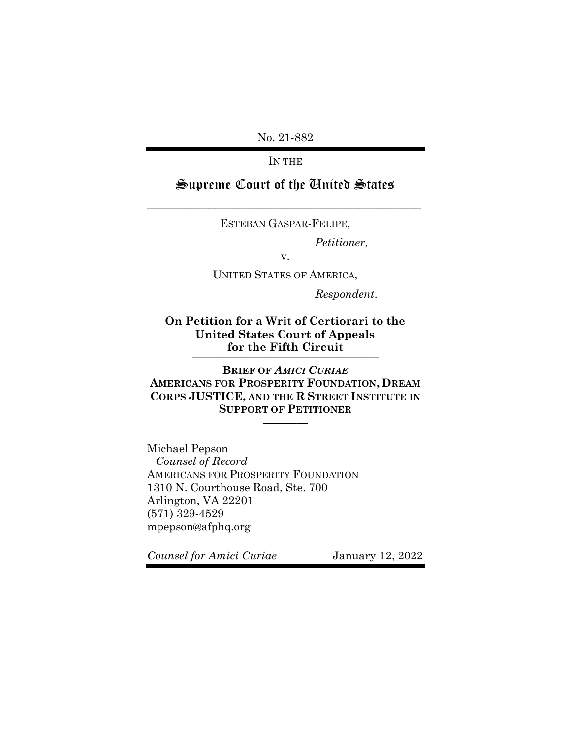No. 21-882

---

IN THE

# Supreme Court of the United States

---

ESTEBAN GASPAR-FELIPE,

*Petitioner*,

v.

UNITED STATES OF AMERICA,

*Respondent*.

---

**On Petition for a Writ of Certiorari to the United States Court of Appeals for the Fifth Circuit**

---

**BRIEF OF *AMICI CURIAE* AMERICANS FOR PROSPERITY FOUNDATION, DREAM CORPS JUSTICE, AND THE R STREET INSTITUTE IN SUPPORT OF PETITIONER**

---

Michael Pepson
*Counsel of Record*
AMERICANS FOR PROSPERITY FOUNDATION
1310 N. Courthouse Road, Ste. 700
Arlington, VA 22201
(571) 329-4529
mpepson@afphq.org

*Counsel for Amici Curiae* January 12, 2022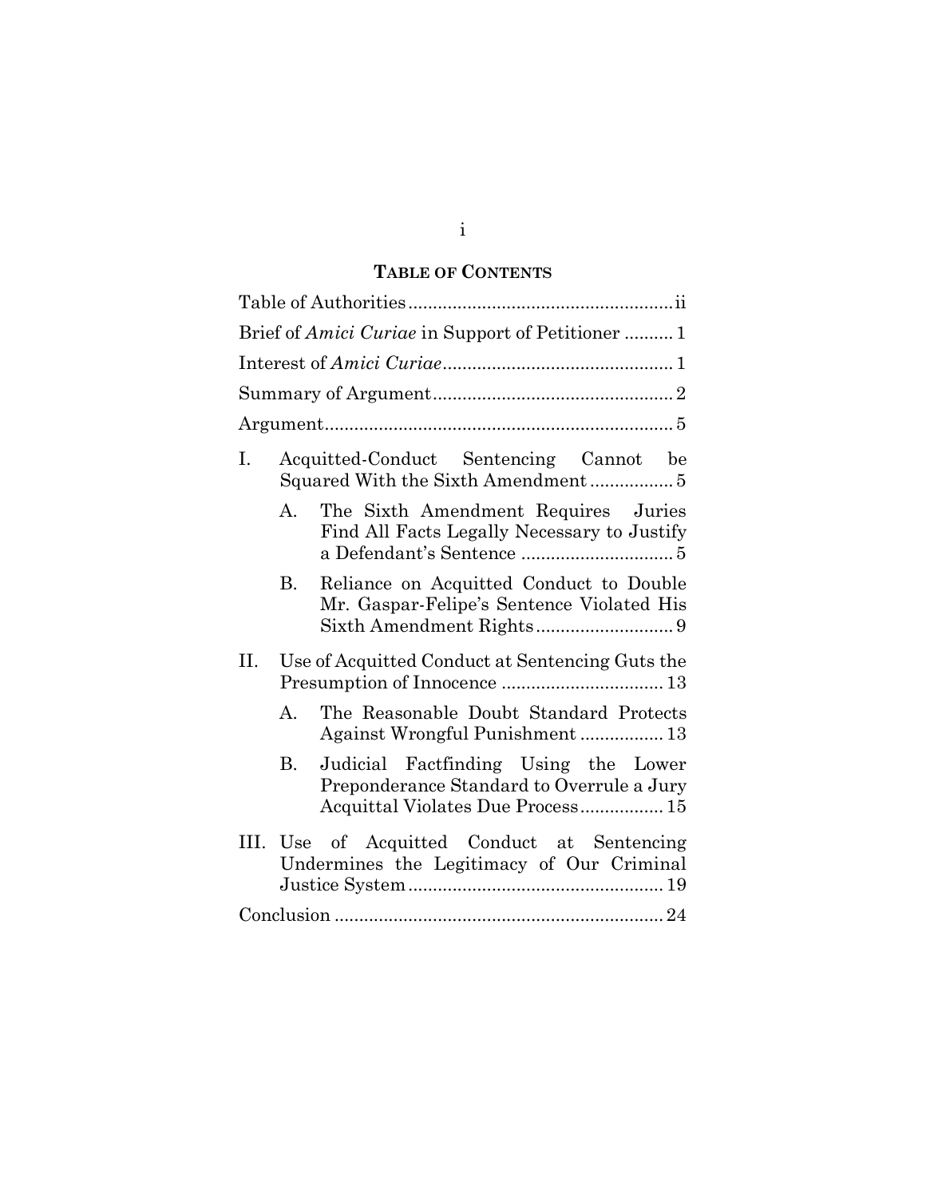## TABLE OF CONTENTS

Table of Authorities ..................................................... ii

Brief of *Amici Curiae* in Support of Petitioner .......... 1

Interest of *Amici Curiae* .............................................. 1

Summary of Argument ................................................ 2

Argument ..................................................................... 5

I. Acquitted-Conduct Sentencing Cannot be Squared With the Sixth Amendment ................ 5

  A. The Sixth Amendment Requires Juries Find All Facts Legally Necessary to Justify a Defendant's Sentence .............................. 5

  B. Reliance on Acquitted Conduct to Double Mr. Gaspar-Felipe's Sentence Violated His Sixth Amendment Rights ........................... 9

II. Use of Acquitted Conduct at Sentencing Guts the Presumption of Innocence ................................ 13

  A. The Reasonable Doubt Standard Protects Against Wrongful Punishment ................ 13

  B. Judicial Factfinding Using the Lower Preponderance Standard to Overrule a Jury Acquittal Violates Due Process ................ 15

III. Use of Acquitted Conduct at Sentencing Undermines the Legitimacy of Our Criminal Justice System ................................................... 19

Conclusion .................................................................. 24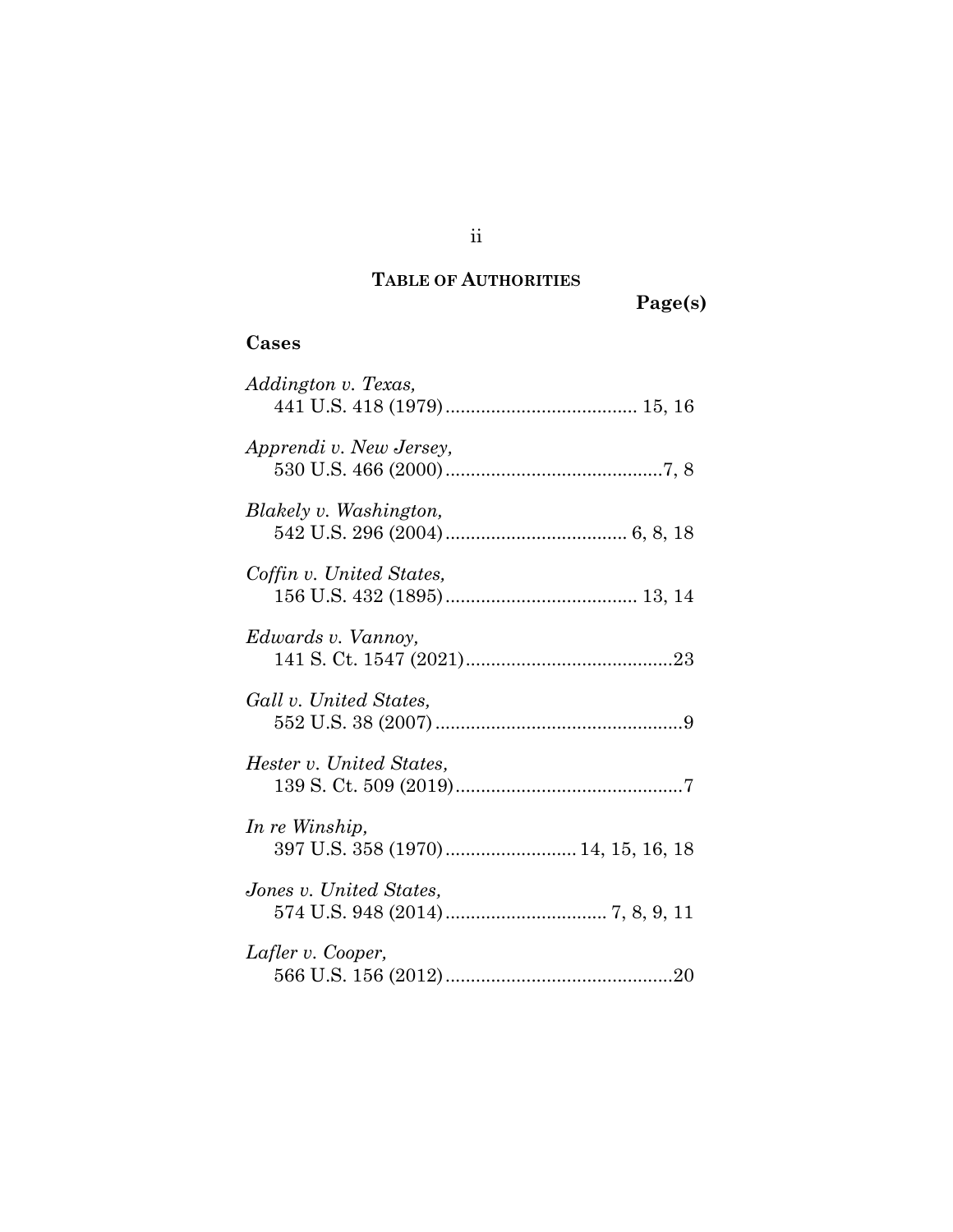## TABLE OF AUTHORITIES

**Page(s)**

### Cases

*Addington v. Texas*,
441 U.S. 418 (1979) ..................................... 15, 16

*Apprendi v. New Jersey*,
530 U.S. 466 (2000) ..........................................7, 8

*Blakely v. Washington*,
542 U.S. 296 (2004) ................................... 6, 8, 18

*Coffin v. United States*,
156 U.S. 432 (1895) ..................................... 13, 14

*Edwards v. Vannoy*,
141 S. Ct. 1547 (2021) ........................................23

*Gall v. United States*,
552 U.S. 38 (2007) ................................................9

*Hester v. United States*,
139 S. Ct. 509 (2019) ............................................7

*In re Winship*,
397 U.S. 358 (1970) ......................... 14, 15, 16, 18

*Jones v. United States*,
574 U.S. 948 (2014) ............................... 7, 8, 9, 11

*Lafler v. Cooper*,
566 U.S. 156 (2012) ............................................20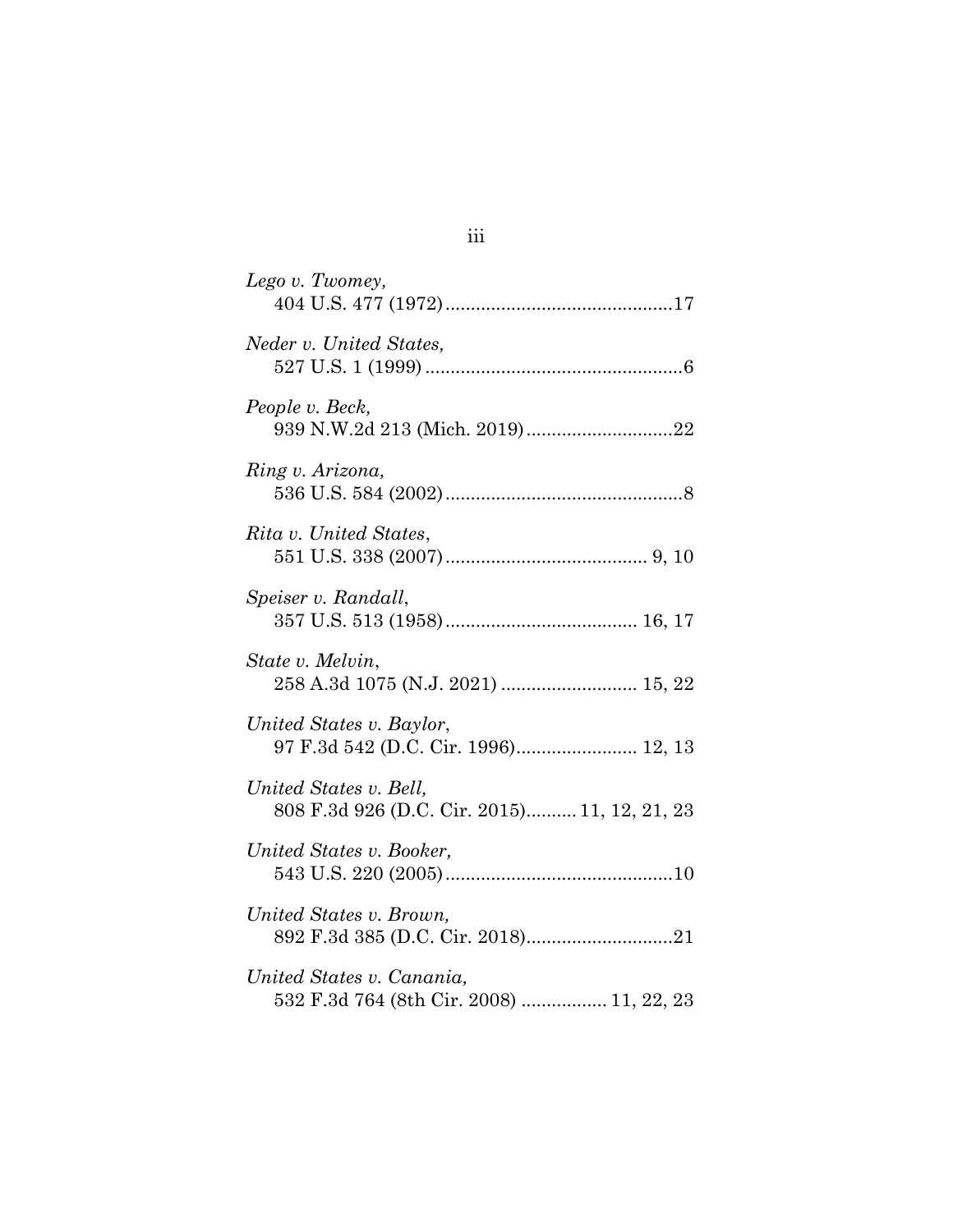*Lego v. Twomey*,
404 U.S. 477 (1972) ............................................17

*Neder v. United States*,
527 U.S. 1 (1999) ..................................................6

*People v. Beck*,
939 N.W.2d 213 (Mich. 2019) ............................22

*Ring v. Arizona*,
536 U.S. 584 (2002) ..............................................8

*Rita v. United States*,
551 U.S. 338 (2007) ....................................... 9, 10

*Speiser v. Randall*,
357 U.S. 513 (1958) ..................................... 16, 17

*State v. Melvin*,
258 A.3d 1075 (N.J. 2021) .......................... 15, 22

*United States v. Baylor*,
97 F.3d 542 (D.C. Cir. 1996)....................... 12, 13

*United States v. Bell*,
808 F.3d 926 (D.C. Cir. 2015).......... 11, 12, 21, 23

*United States v. Booker*,
543 U.S. 220 (2005) ............................................10

*United States v. Brown*,
892 F.3d 385 (D.C. Cir. 2018)............................21

*United States v. Canania*,
532 F.3d 764 (8th Cir. 2008) ................ 11, 22, 23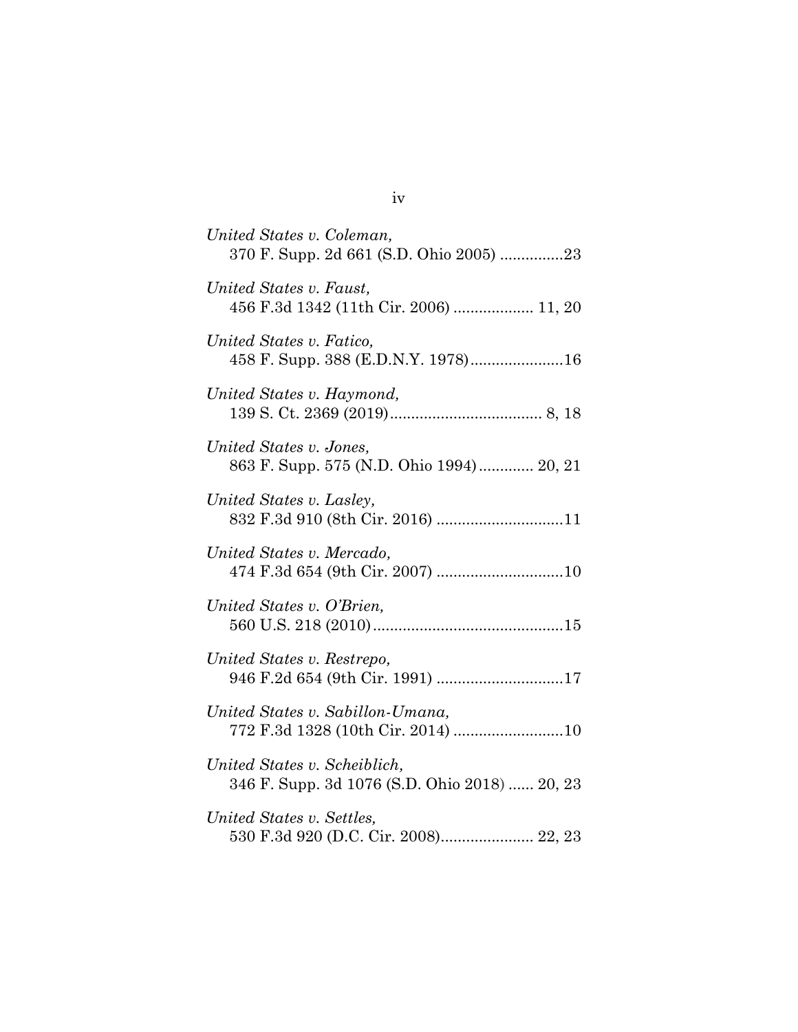*United States v. Coleman*,
370 F. Supp. 2d 661 (S.D. Ohio 2005) ...............23

*United States v. Faust*,
456 F.3d 1342 (11th Cir. 2006) .................. 11, 20

*United States v. Fatico*,
458 F. Supp. 388 (E.D.N.Y. 1978)......................16

*United States v. Haymond*,
139 S. Ct. 2369 (2019).................................... 8, 18

*United States v. Jones*,
863 F. Supp. 575 (N.D. Ohio 1994)............. 20, 21

*United States v. Lasley*,
832 F.3d 910 (8th Cir. 2016) .............................11

*United States v. Mercado*,
474 F.3d 654 (9th Cir. 2007) .............................10

*United States v. O'Brien*,
560 U.S. 218 (2010).............................................15

*United States v. Restrepo*,
946 F.2d 654 (9th Cir. 1991) .............................17

*United States v. Sabillon-Umana*,
772 F.3d 1328 (10th Cir. 2014) .........................10

*United States v. Scheiblich*,
346 F. Supp. 3d 1076 (S.D. Ohio 2018) ...... 20, 23

*United States v. Settles*,
530 F.3d 920 (D.C. Cir. 2008)...................... 22, 23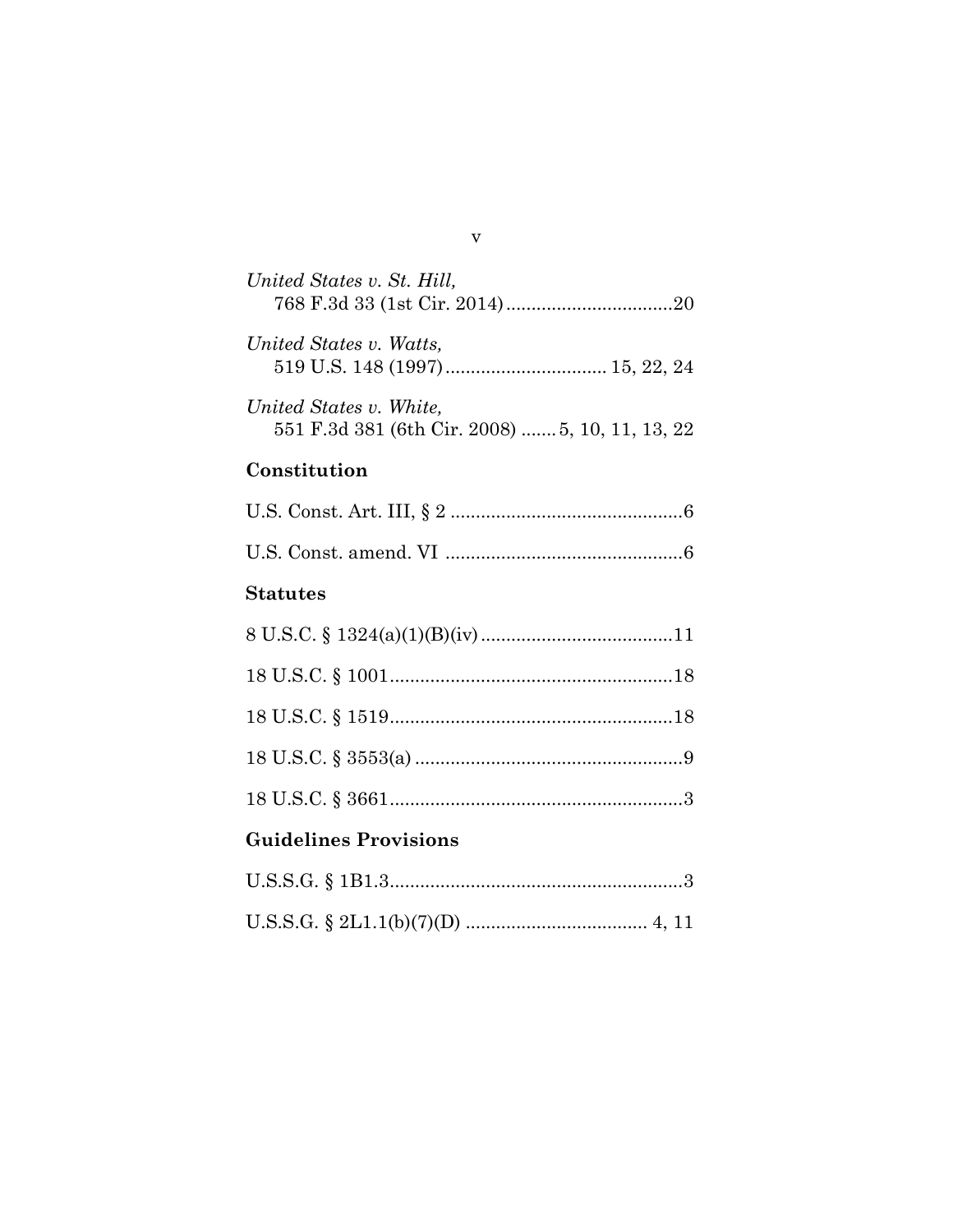*United States v. St. Hill*,
768 F.3d 33 (1st Cir. 2014) ................................20

*United States v. Watts*,
519 U.S. 148 (1997) ................................ 15, 22, 24

*United States v. White*,
551 F.3d 381 (6th Cir. 2008) ....... 5, 10, 11, 13, 22

## Constitution

U.S. Const. Art. III, § 2 ..............................................6

U.S. Const. amend. VI ...............................................6

## Statutes

8 U.S.C. § 1324(a)(1)(B)(iv) ......................................11

18 U.S.C. § 1001........................................................18

18 U.S.C. § 1519........................................................18

18 U.S.C. § 3553(a) .....................................................9

18 U.S.C. § 3661..........................................................3

## Guidelines Provisions

U.S.S.G. § 1B1.3..........................................................3

U.S.S.G. § 2L1.1(b)(7)(D) .................................... 4, 11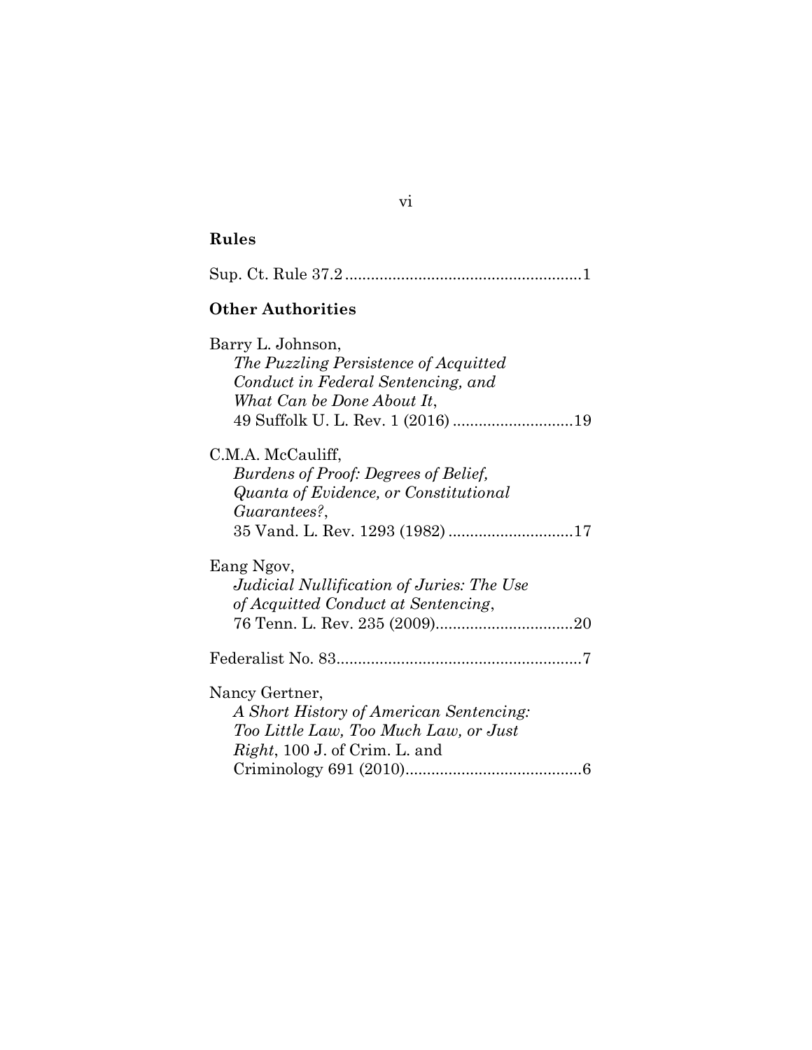**Rules**

Sup. Ct. Rule 37.2 .......................................................1

**Other Authorities**

Barry L. Johnson,
*The Puzzling Persistence of Acquitted Conduct in Federal Sentencing, and What Can be Done About It*,
49 Suffolk U. L. Rev. 1 (2016) ............................19

C.M.A. McCauliff,
*Burdens of Proof: Degrees of Belief, Quanta of Evidence, or Constitutional Guarantees?*,
35 Vand. L. Rev. 1293 (1982) .............................17

Eang Ngov,
*Judicial Nullification of Juries: The Use of Acquitted Conduct at Sentencing*,
76 Tenn. L. Rev. 235 (2009)................................20

Federalist No. 83.........................................................7

Nancy Gertner,
*A Short History of American Sentencing: Too Little Law, Too Much Law, or Just Right*, 100 J. of Crim. L. and Criminology 691 (2010).........................................6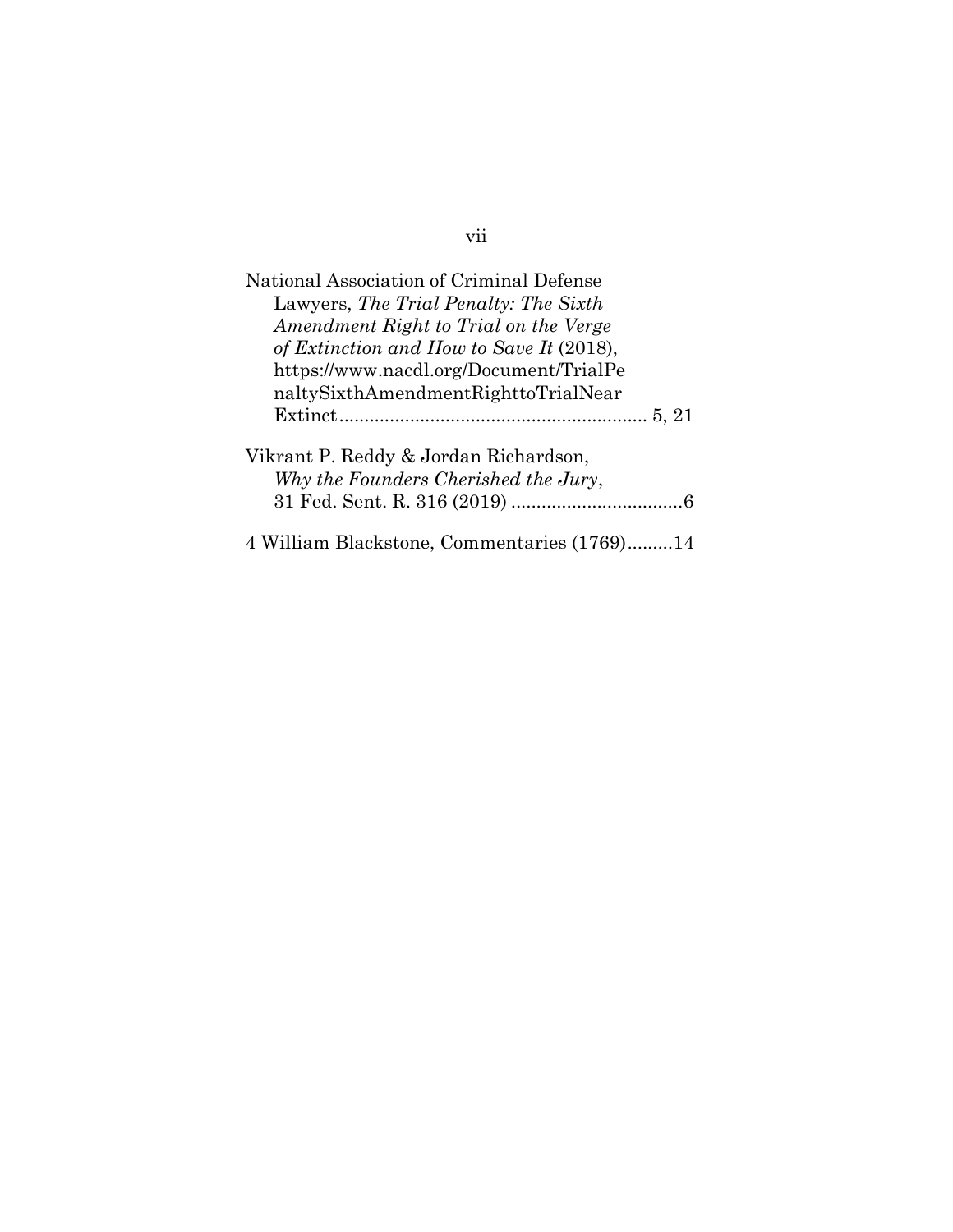National Association of Criminal Defense Lawyers, *The Trial Penalty: The Sixth Amendment Right to Trial on the Verge of Extinction and How to Save It* (2018), https://www.nacdl.org/Document/TrialPenaltySixthAmendmentRighttoTrialNearExtinct............................................................ 5, 21

Vikrant P. Reddy & Jordan Richardson, *Why the Founders Cherished the Jury*, 31 Fed. Sent. R. 316 (2019) ..................................6

4 William Blackstone, Commentaries (1769).........14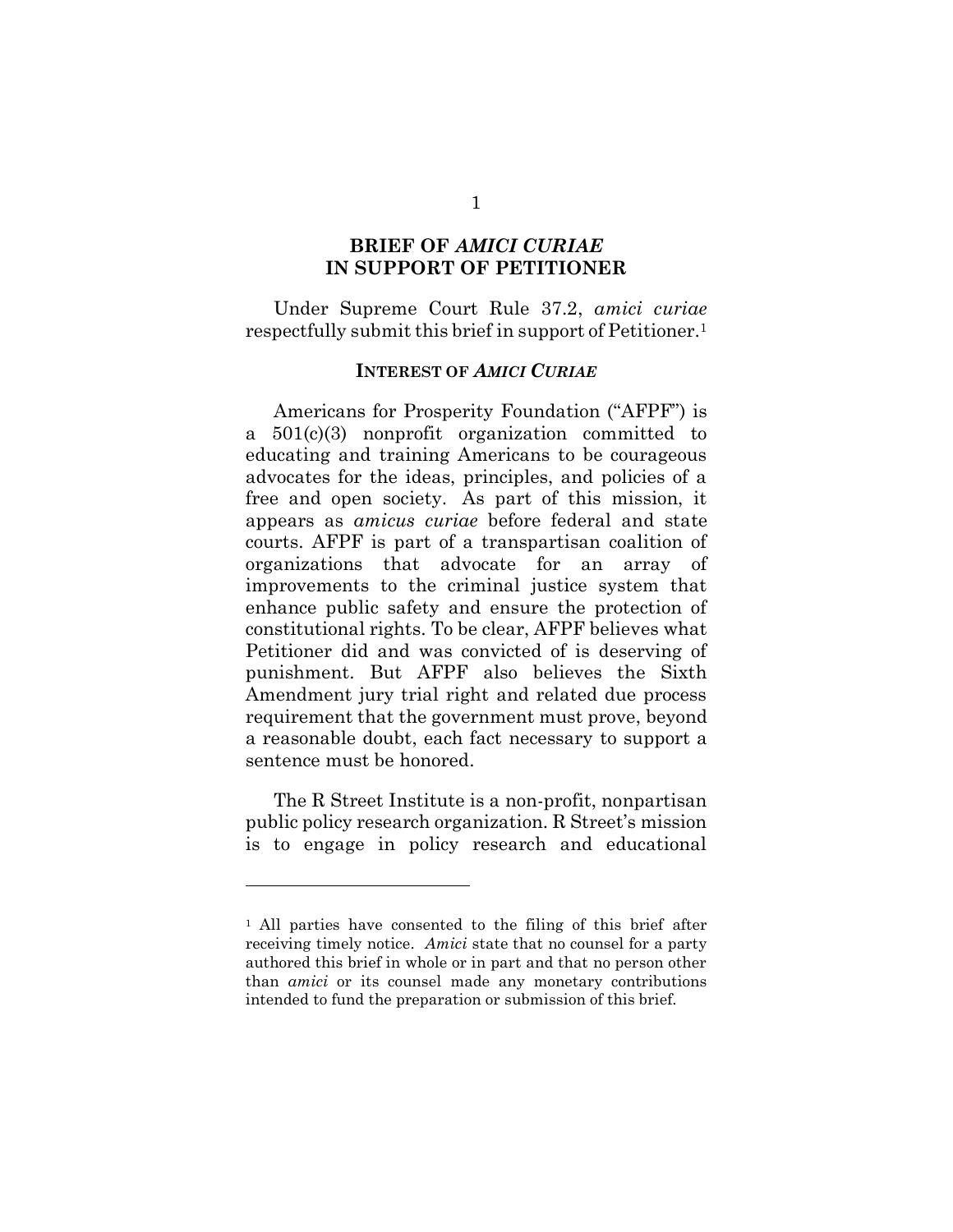## BRIEF OF *AMICI CURIAE* IN SUPPORT OF PETITIONER

Under Supreme Court Rule 37.2, *amici curiae* respectfully submit this brief in support of Petitioner.[1]

### INTEREST OF *AMICI CURIAE*

Americans for Prosperity Foundation ("AFPF") is a 501(c)(3) nonprofit organization committed to educating and training Americans to be courageous advocates for the ideas, principles, and policies of a free and open society. As part of this mission, it appears as *amicus curiae* before federal and state courts. AFPF is part of a transpartisan coalition of organizations that advocate for an array of improvements to the criminal justice system that enhance public safety and ensure the protection of constitutional rights. To be clear, AFPF believes what Petitioner did and was convicted of is deserving of punishment. But AFPF also believes the Sixth Amendment jury trial right and related due process requirement that the government must prove, beyond a reasonable doubt, each fact necessary to support a sentence must be honored.

The R Street Institute is a non-profit, nonpartisan public policy research organization. R Street's mission is to engage in policy research and educational

---

[1] All parties have consented to the filing of this brief after receiving timely notice. *Amici* state that no counsel for a party authored this brief in whole or in part and that no person other than *amici* or its counsel made any monetary contributions intended to fund the preparation or submission of this brief.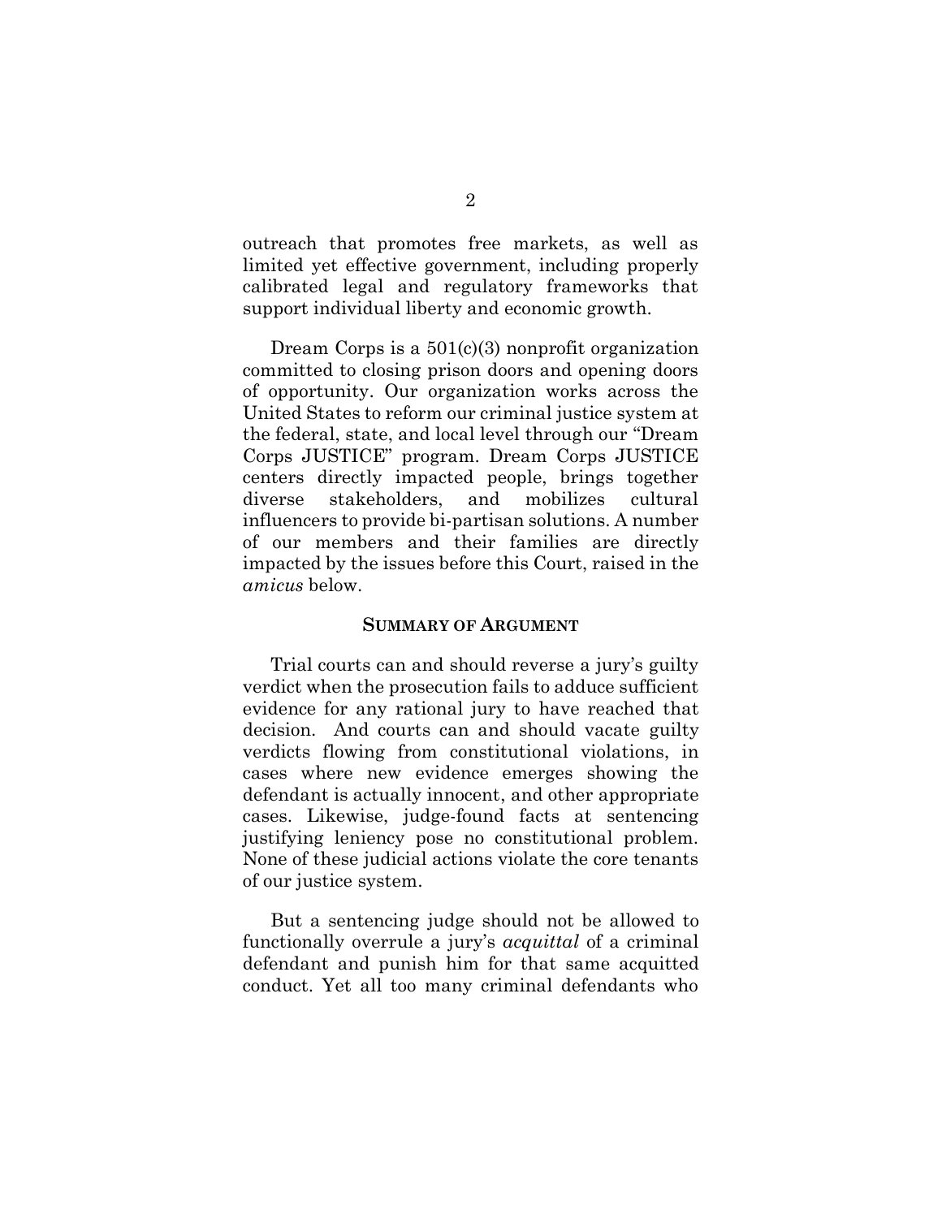outreach that promotes free markets, as well as limited yet effective government, including properly calibrated legal and regulatory frameworks that support individual liberty and economic growth.

Dream Corps is a 501(c)(3) nonprofit organization committed to closing prison doors and opening doors of opportunity. Our organization works across the United States to reform our criminal justice system at the federal, state, and local level through our "Dream Corps JUSTICE" program. Dream Corps JUSTICE centers directly impacted people, brings together diverse stakeholders, and mobilizes cultural influencers to provide bi-partisan solutions. A number of our members and their families are directly impacted by the issues before this Court, raised in the *amicus* below.

## SUMMARY OF ARGUMENT

Trial courts can and should reverse a jury's guilty verdict when the prosecution fails to adduce sufficient evidence for any rational jury to have reached that decision. And courts can and should vacate guilty verdicts flowing from constitutional violations, in cases where new evidence emerges showing the defendant is actually innocent, and other appropriate cases. Likewise, judge-found facts at sentencing justifying leniency pose no constitutional problem. None of these judicial actions violate the core tenants of our justice system.

But a sentencing judge should not be allowed to functionally overrule a jury's *acquittal* of a criminal defendant and punish him for that same acquitted conduct. Yet all too many criminal defendants who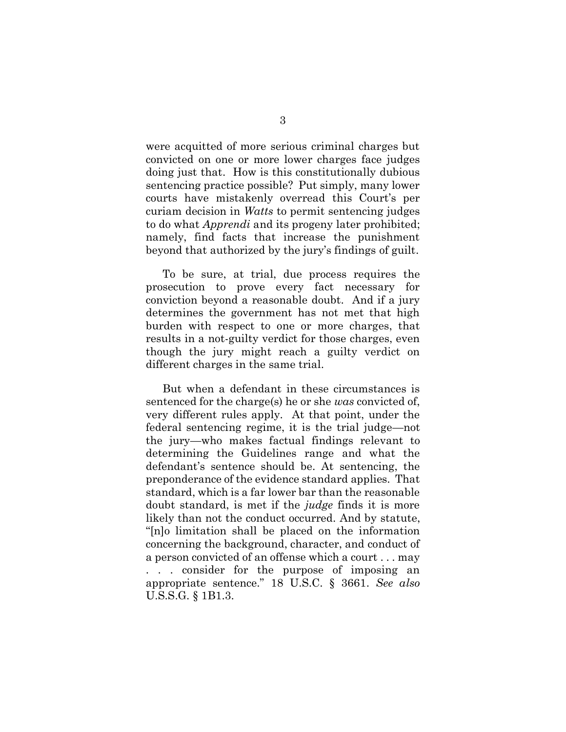were acquitted of more serious criminal charges but convicted on one or more lower charges face judges doing just that. How is this constitutionally dubious sentencing practice possible? Put simply, many lower courts have mistakenly overread this Court's per curiam decision in *Watts* to permit sentencing judges to do what *Apprendi* and its progeny later prohibited; namely, find facts that increase the punishment beyond that authorized by the jury's findings of guilt.

To be sure, at trial, due process requires the prosecution to prove every fact necessary for conviction beyond a reasonable doubt. And if a jury determines the government has not met that high burden with respect to one or more charges, that results in a not-guilty verdict for those charges, even though the jury might reach a guilty verdict on different charges in the same trial.

But when a defendant in these circumstances is sentenced for the charge(s) he or she *was* convicted of, very different rules apply. At that point, under the federal sentencing regime, it is the trial judge—not the jury—who makes factual findings relevant to determining the Guidelines range and what the defendant's sentence should be. At sentencing, the preponderance of the evidence standard applies. That standard, which is a far lower bar than the reasonable doubt standard, is met if the *judge* finds it is more likely than not the conduct occurred. And by statute, "[n]o limitation shall be placed on the information concerning the background, character, and conduct of a person convicted of an offense which a court . . . may . . . consider for the purpose of imposing an appropriate sentence." 18 U.S.C. § 3661. *See also* U.S.S.G. § 1B1.3.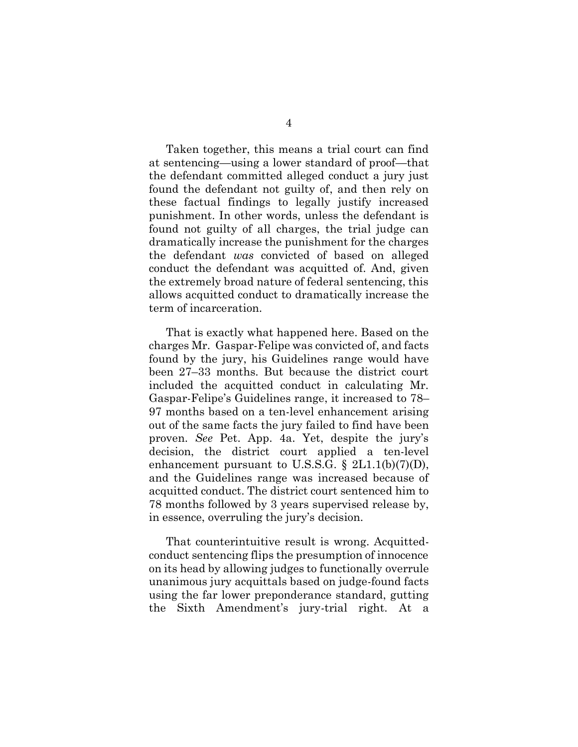Taken together, this means a trial court can find at sentencing—using a lower standard of proof—that the defendant committed alleged conduct a jury just found the defendant not guilty of, and then rely on these factual findings to legally justify increased punishment. In other words, unless the defendant is found not guilty of all charges, the trial judge can dramatically increase the punishment for the charges the defendant *was* convicted of based on alleged conduct the defendant was acquitted of. And, given the extremely broad nature of federal sentencing, this allows acquitted conduct to dramatically increase the term of incarceration.

That is exactly what happened here. Based on the charges Mr. Gaspar-Felipe was convicted of, and facts found by the jury, his Guidelines range would have been 27–33 months. But because the district court included the acquitted conduct in calculating Mr. Gaspar-Felipe's Guidelines range, it increased to 78–97 months based on a ten-level enhancement arising out of the same facts the jury failed to find have been proven. *See* Pet. App. 4a. Yet, despite the jury's decision, the district court applied a ten-level enhancement pursuant to U.S.S.G. § 2L1.1(b)(7)(D), and the Guidelines range was increased because of acquitted conduct. The district court sentenced him to 78 months followed by 3 years supervised release by, in essence, overruling the jury's decision.

That counterintuitive result is wrong. Acquitted-conduct sentencing flips the presumption of innocence on its head by allowing judges to functionally overrule unanimous jury acquittals based on judge-found facts using the far lower preponderance standard, gutting the Sixth Amendment's jury-trial right. At a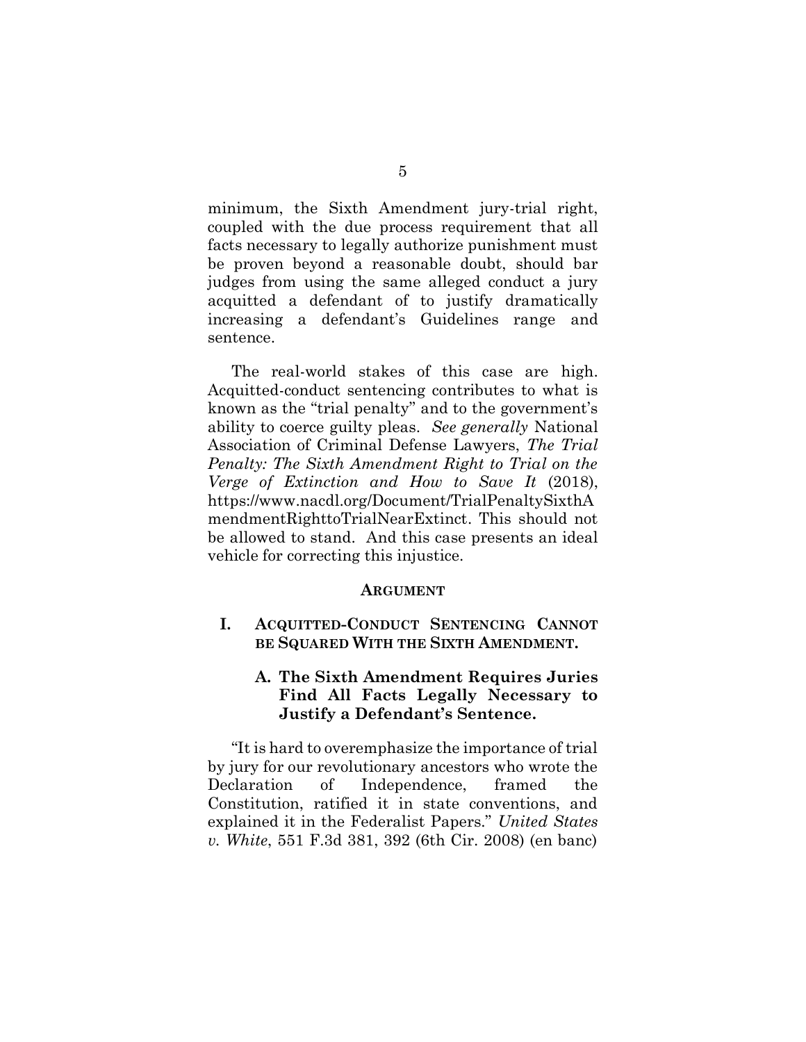minimum, the Sixth Amendment jury-trial right, coupled with the due process requirement that all facts necessary to legally authorize punishment must be proven beyond a reasonable doubt, should bar judges from using the same alleged conduct a jury acquitted a defendant of to justify dramatically increasing a defendant's Guidelines range and sentence.

The real-world stakes of this case are high. Acquitted-conduct sentencing contributes to what is known as the "trial penalty" and to the government's ability to coerce guilty pleas. *See generally* National Association of Criminal Defense Lawyers, *The Trial Penalty: The Sixth Amendment Right to Trial on the Verge of Extinction and How to Save It* (2018), https://www.nacdl.org/Document/TrialPenaltySixthAmendmentRighttoTrialNearExtinct. This should not be allowed to stand. And this case presents an ideal vehicle for correcting this injustice.

## ARGUMENT

### I. ACQUITTED-CONDUCT SENTENCING CANNOT BE SQUARED WITH THE SIXTH AMENDMENT.

#### A. The Sixth Amendment Requires Juries Find All Facts Legally Necessary to Justify a Defendant's Sentence.

"It is hard to overemphasize the importance of trial by jury for our revolutionary ancestors who wrote the Declaration of Independence, framed the Constitution, ratified it in state conventions, and explained it in the Federalist Papers." *United States v. White*, 551 F.3d 381, 392 (6th Cir. 2008) (en banc)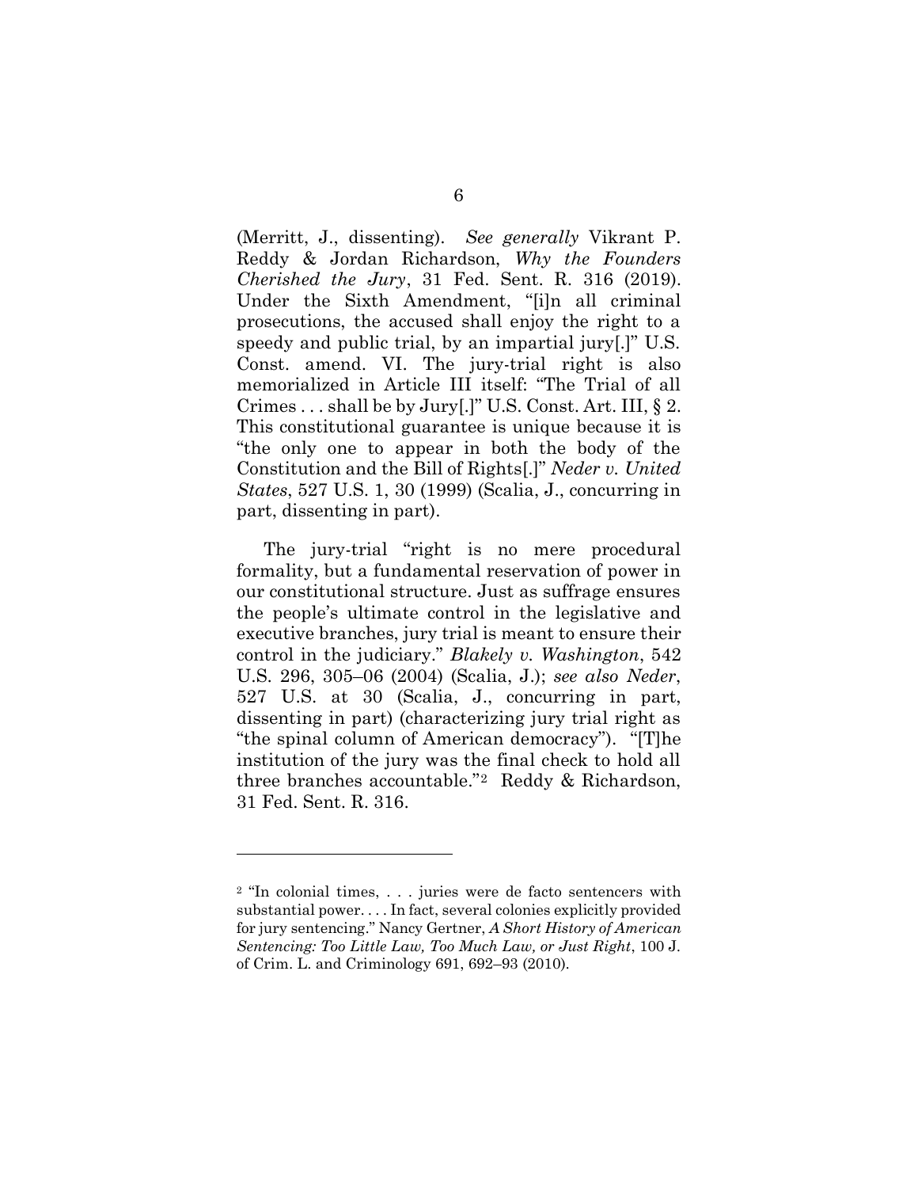(Merritt, J., dissenting). *See generally* Vikrant P. Reddy & Jordan Richardson, *Why the Founders Cherished the Jury*, 31 Fed. Sent. R. 316 (2019). Under the Sixth Amendment, "[i]n all criminal prosecutions, the accused shall enjoy the right to a speedy and public trial, by an impartial jury[.]" U.S. Const. amend. VI. The jury-trial right is also memorialized in Article III itself: "The Trial of all Crimes . . . shall be by Jury[.]" U.S. Const. Art. III, § 2. This constitutional guarantee is unique because it is "the only one to appear in both the body of the Constitution and the Bill of Rights[.]" *Neder v. United States*, 527 U.S. 1, 30 (1999) (Scalia, J., concurring in part, dissenting in part).

The jury-trial "right is no mere procedural formality, but a fundamental reservation of power in our constitutional structure. Just as suffrage ensures the people's ultimate control in the legislative and executive branches, jury trial is meant to ensure their control in the judiciary." *Blakely v. Washington*, 542 U.S. 296, 305–06 (2004) (Scalia, J.); *see also Neder*, 527 U.S. at 30 (Scalia, J., concurring in part, dissenting in part) (characterizing jury trial right as "the spinal column of American democracy"). "[T]he institution of the jury was the final check to hold all three branches accountable."[2] Reddy & Richardson, 31 Fed. Sent. R. 316.

---

[2] "In colonial times, . . . juries were de facto sentencers with substantial power. . . . In fact, several colonies explicitly provided for jury sentencing." Nancy Gertner, *A Short History of American Sentencing: Too Little Law, Too Much Law, or Just Right*, 100 J. of Crim. L. and Criminology 691, 692–93 (2010).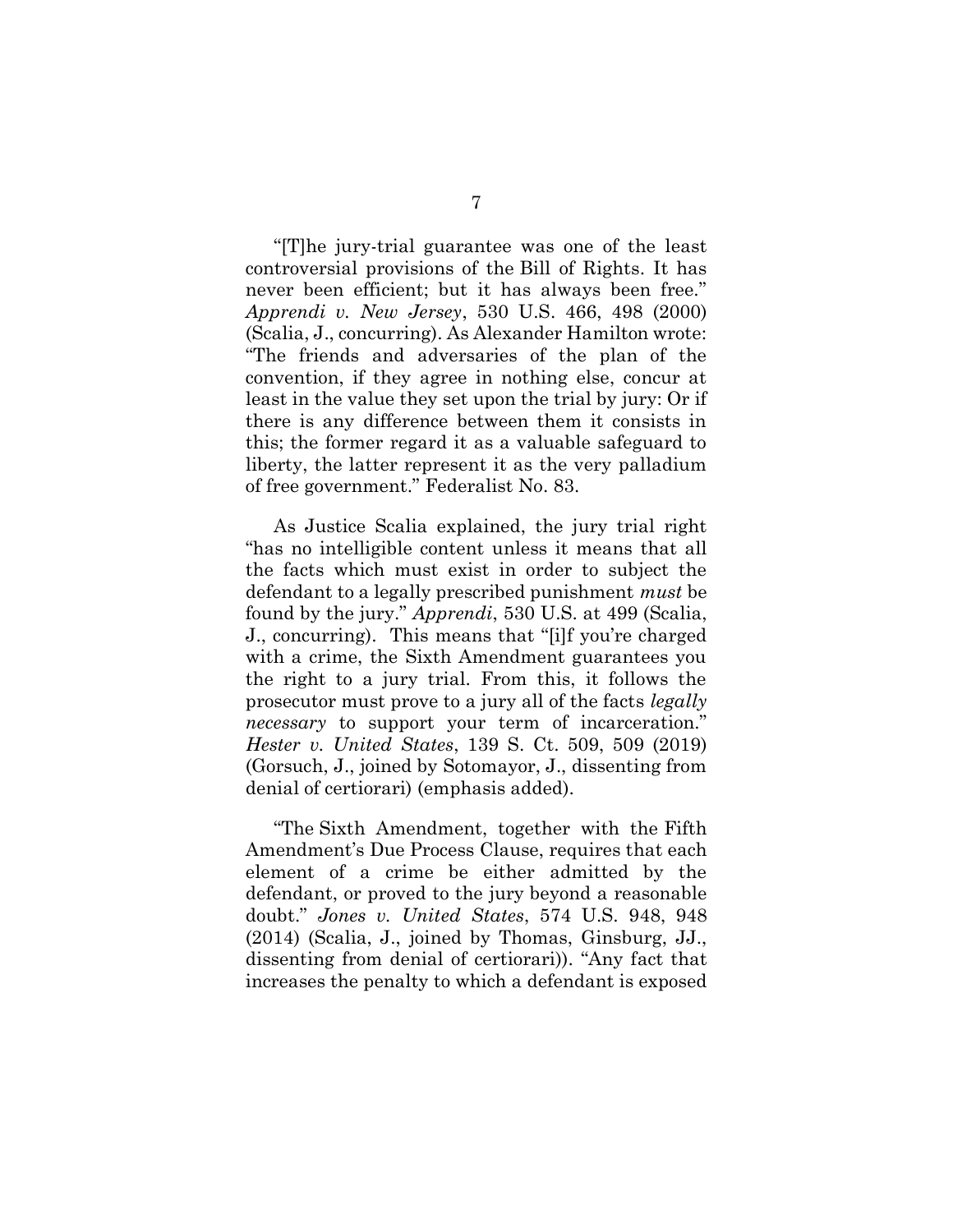"[T]he jury-trial guarantee was one of the least controversial provisions of the Bill of Rights. It has never been efficient; but it has always been free." *Apprendi v. New Jersey*, 530 U.S. 466, 498 (2000) (Scalia, J., concurring). As Alexander Hamilton wrote: "The friends and adversaries of the plan of the convention, if they agree in nothing else, concur at least in the value they set upon the trial by jury: Or if there is any difference between them it consists in this; the former regard it as a valuable safeguard to liberty, the latter represent it as the very palladium of free government." Federalist No. 83.

As Justice Scalia explained, the jury trial right "has no intelligible content unless it means that all the facts which must exist in order to subject the defendant to a legally prescribed punishment *must* be found by the jury." *Apprendi*, 530 U.S. at 499 (Scalia, J., concurring). This means that "[i]f you're charged with a crime, the Sixth Amendment guarantees you the right to a jury trial. From this, it follows the prosecutor must prove to a jury all of the facts *legally necessary* to support your term of incarceration." *Hester v. United States*, 139 S. Ct. 509, 509 (2019) (Gorsuch, J., joined by Sotomayor, J., dissenting from denial of certiorari) (emphasis added).

"The Sixth Amendment, together with the Fifth Amendment's Due Process Clause, requires that each element of a crime be either admitted by the defendant, or proved to the jury beyond a reasonable doubt." *Jones v. United States*, 574 U.S. 948, 948 (2014) (Scalia, J., joined by Thomas, Ginsburg, JJ., dissenting from denial of certiorari)). "Any fact that increases the penalty to which a defendant is exposed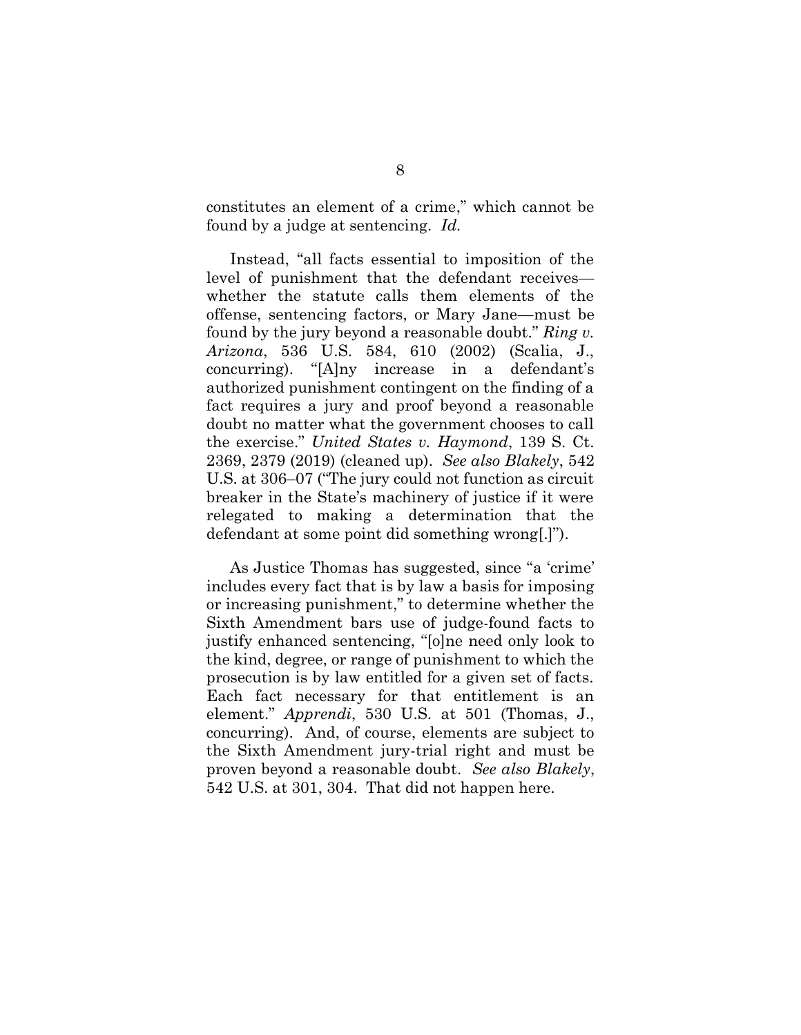constitutes an element of a crime," which cannot be found by a judge at sentencing. *Id.*

Instead, "all facts essential to imposition of the level of punishment that the defendant receives—whether the statute calls them elements of the offense, sentencing factors, or Mary Jane—must be found by the jury beyond a reasonable doubt." *Ring v. Arizona*, 536 U.S. 584, 610 (2002) (Scalia, J., concurring). "[A]ny increase in a defendant's authorized punishment contingent on the finding of a fact requires a jury and proof beyond a reasonable doubt no matter what the government chooses to call the exercise." *United States v. Haymond*, 139 S. Ct. 2369, 2379 (2019) (cleaned up). *See also Blakely*, 542 U.S. at 306–07 ("The jury could not function as circuit breaker in the State's machinery of justice if it were relegated to making a determination that the defendant at some point did something wrong[.]").

As Justice Thomas has suggested, since "a 'crime' includes every fact that is by law a basis for imposing or increasing punishment," to determine whether the Sixth Amendment bars use of judge-found facts to justify enhanced sentencing, "[o]ne need only look to the kind, degree, or range of punishment to which the prosecution is by law entitled for a given set of facts. Each fact necessary for that entitlement is an element." *Apprendi*, 530 U.S. at 501 (Thomas, J., concurring). And, of course, elements are subject to the Sixth Amendment jury-trial right and must be proven beyond a reasonable doubt. *See also Blakely*, 542 U.S. at 301, 304. That did not happen here.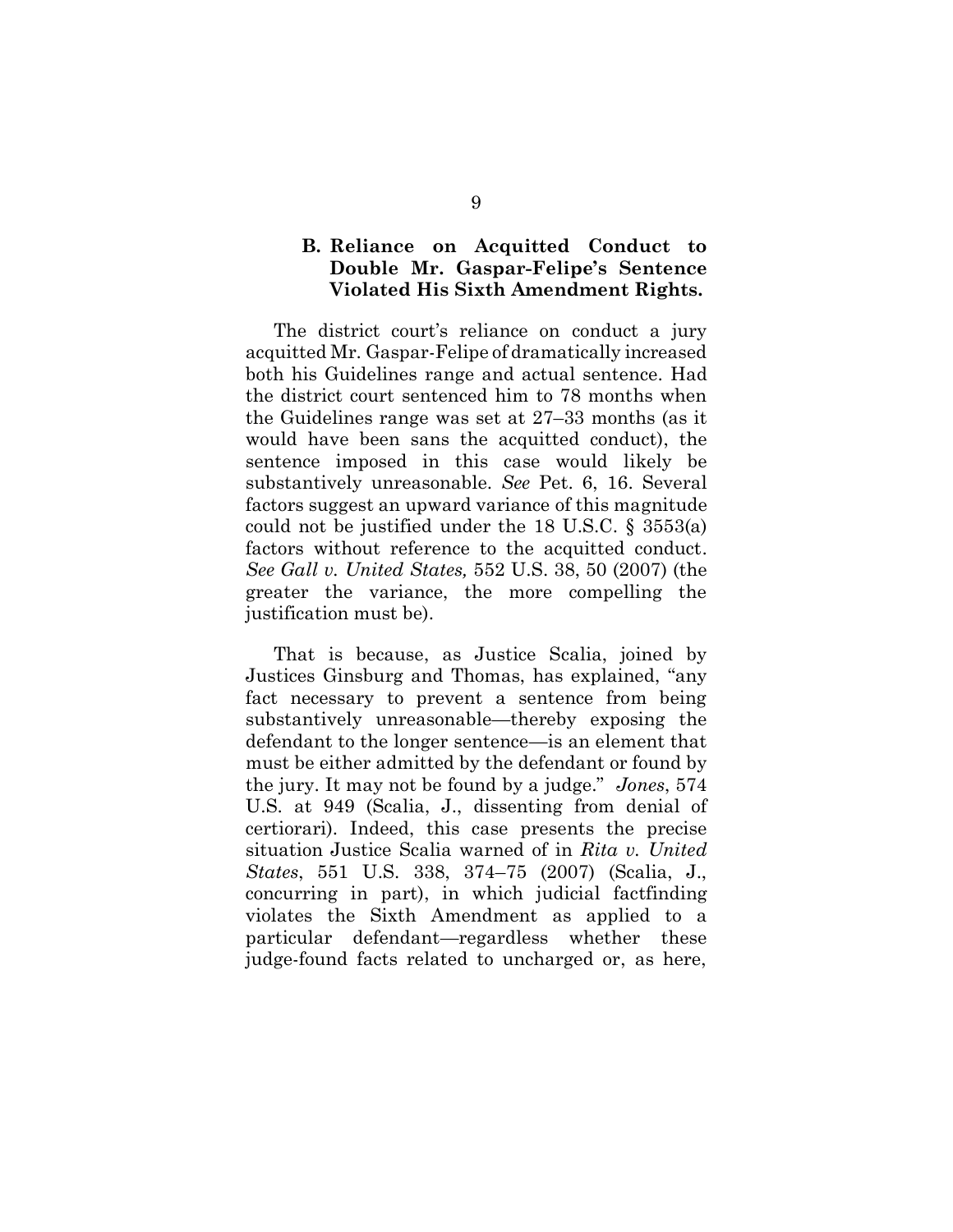### B. Reliance on Acquitted Conduct to Double Mr. Gaspar-Felipe's Sentence Violated His Sixth Amendment Rights.

The district court's reliance on conduct a jury acquitted Mr. Gaspar-Felipe of dramatically increased both his Guidelines range and actual sentence. Had the district court sentenced him to 78 months when the Guidelines range was set at 27–33 months (as it would have been sans the acquitted conduct), the sentence imposed in this case would likely be substantively unreasonable. *See* Pet. 6, 16. Several factors suggest an upward variance of this magnitude could not be justified under the 18 U.S.C. § 3553(a) factors without reference to the acquitted conduct. *See Gall v. United States,* 552 U.S. 38, 50 (2007) (the greater the variance, the more compelling the justification must be).

That is because, as Justice Scalia, joined by Justices Ginsburg and Thomas, has explained, "any fact necessary to prevent a sentence from being substantively unreasonable—thereby exposing the defendant to the longer sentence—is an element that must be either admitted by the defendant or found by the jury. It may not be found by a judge." *Jones*, 574 U.S. at 949 (Scalia, J., dissenting from denial of certiorari). Indeed, this case presents the precise situation Justice Scalia warned of in *Rita v. United States*, 551 U.S. 338, 374–75 (2007) (Scalia, J., concurring in part), in which judicial factfinding violates the Sixth Amendment as applied to a particular defendant—regardless whether these judge-found facts related to uncharged or, as here,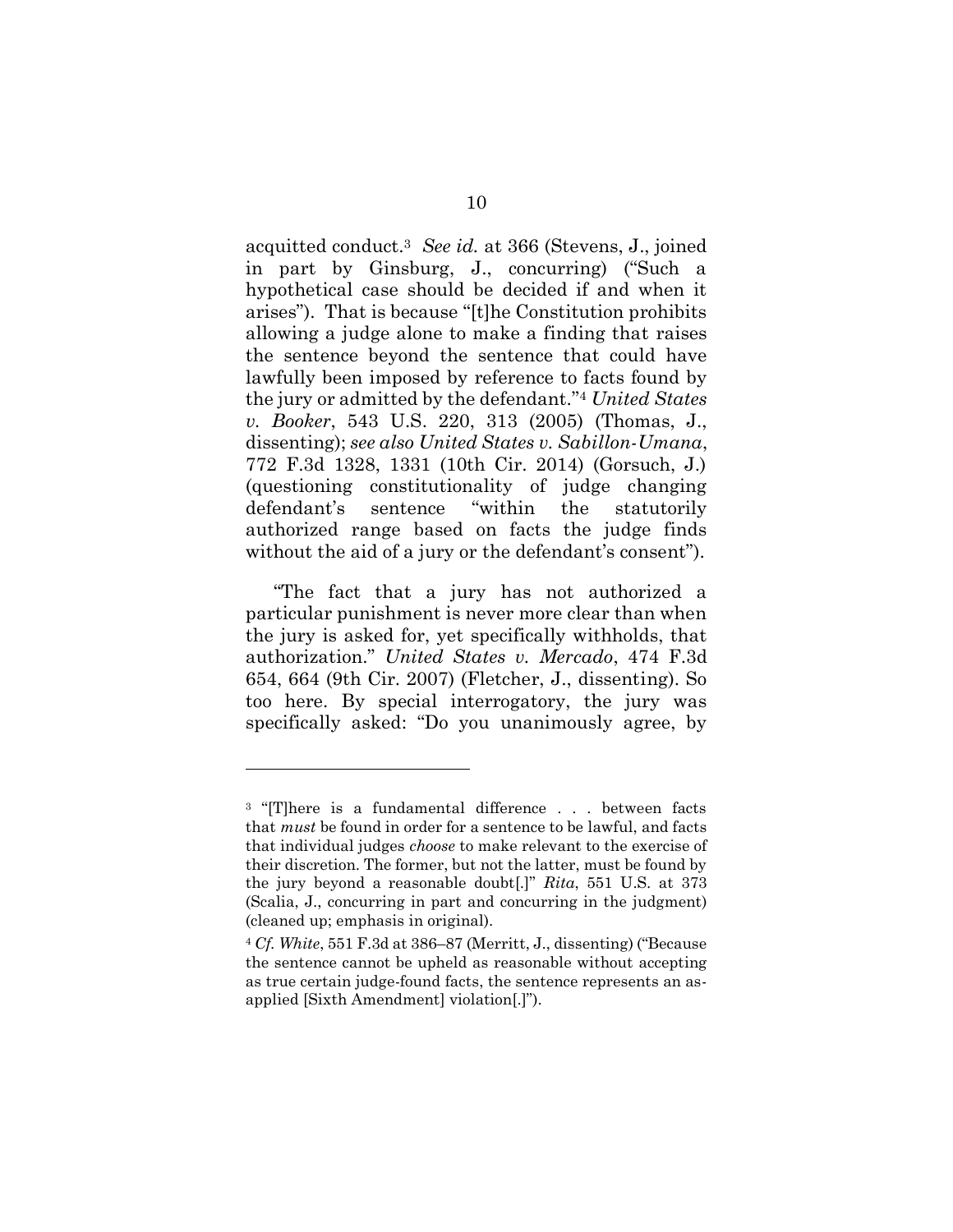acquitted conduct.[3] *See id.* at 366 (Stevens, J., joined in part by Ginsburg, J., concurring) ("Such a hypothetical case should be decided if and when it arises"). That is because "[t]he Constitution prohibits allowing a judge alone to make a finding that raises the sentence beyond the sentence that could have lawfully been imposed by reference to facts found by the jury or admitted by the defendant."[4] *United States v. Booker*, 543 U.S. 220, 313 (2005) (Thomas, J., dissenting); *see also United States v. Sabillon-Umana*, 772 F.3d 1328, 1331 (10th Cir. 2014) (Gorsuch, J.) (questioning constitutionality of judge changing defendant's sentence "within the statutorily authorized range based on facts the judge finds without the aid of a jury or the defendant's consent").

"The fact that a jury has not authorized a particular punishment is never more clear than when the jury is asked for, yet specifically withholds, that authorization." *United States v. Mercado*, 474 F.3d 654, 664 (9th Cir. 2007) (Fletcher, J., dissenting). So too here. By special interrogatory, the jury was specifically asked: "Do you unanimously agree, by

---

[3] "[T]here is a fundamental difference . . . between facts that *must* be found in order for a sentence to be lawful, and facts that individual judges *choose* to make relevant to the exercise of their discretion. The former, but not the latter, must be found by the jury beyond a reasonable doubt[.]" *Rita*, 551 U.S. at 373 (Scalia, J., concurring in part and concurring in the judgment) (cleaned up; emphasis in original).

[4] *Cf. White*, 551 F.3d at 386–87 (Merritt, J., dissenting) ("Because the sentence cannot be upheld as reasonable without accepting as true certain judge-found facts, the sentence represents an as-applied [Sixth Amendment] violation[.]").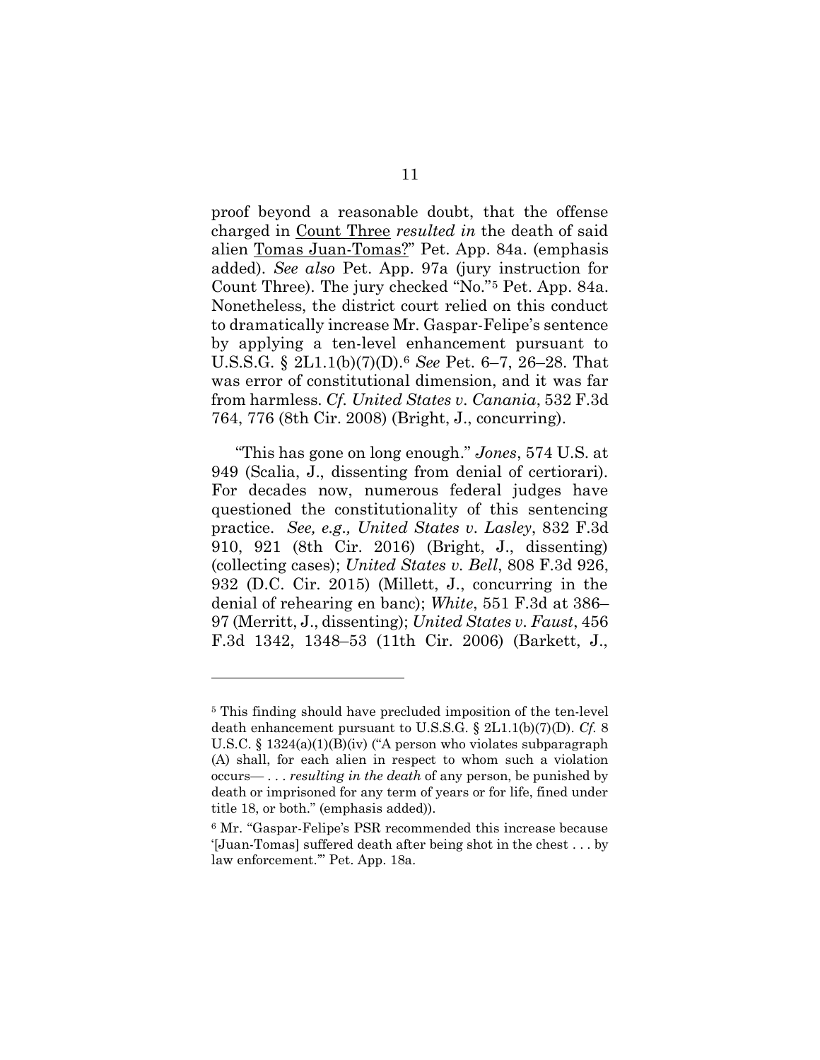proof beyond a reasonable doubt, that the offense charged in Count Three *resulted in* the death of said alien Tomas Juan-Tomas?" Pet. App. 84a. (emphasis added). *See also* Pet. App. 97a (jury instruction for Count Three). The jury checked "No."[5] Pet. App. 84a. Nonetheless, the district court relied on this conduct to dramatically increase Mr. Gaspar-Felipe's sentence by applying a ten-level enhancement pursuant to U.S.S.G. § 2L1.1(b)(7)(D).[6] *See* Pet. 6–7, 26–28. That was error of constitutional dimension, and it was far from harmless. *Cf. United States v. Canania*, 532 F.3d 764, 776 (8th Cir. 2008) (Bright, J., concurring).

"This has gone on long enough." *Jones*, 574 U.S. at 949 (Scalia, J., dissenting from denial of certiorari). For decades now, numerous federal judges have questioned the constitutionality of this sentencing practice. *See, e.g., United States v. Lasley*, 832 F.3d 910, 921 (8th Cir. 2016) (Bright, J., dissenting) (collecting cases); *United States v. Bell*, 808 F.3d 926, 932 (D.C. Cir. 2015) (Millett, J., concurring in the denial of rehearing en banc); *White*, 551 F.3d at 386–97 (Merritt, J., dissenting); *United States v. Faust*, 456 F.3d 1342, 1348–53 (11th Cir. 2006) (Barkett, J.,

---

[5] This finding should have precluded imposition of the ten-level death enhancement pursuant to U.S.S.G. § 2L1.1(b)(7)(D). *Cf.* 8 U.S.C. § 1324(a)(1)(B)(iv) ("A person who violates subparagraph (A) shall, for each alien in respect to whom such a violation occurs— . . . *resulting in the death* of any person, be punished by death or imprisoned for any term of years or for life, fined under title 18, or both." (emphasis added)).

[6] Mr. "Gaspar-Felipe's PSR recommended this increase because '[Juan-Tomas] suffered death after being shot in the chest . . . by law enforcement.'" Pet. App. 18a.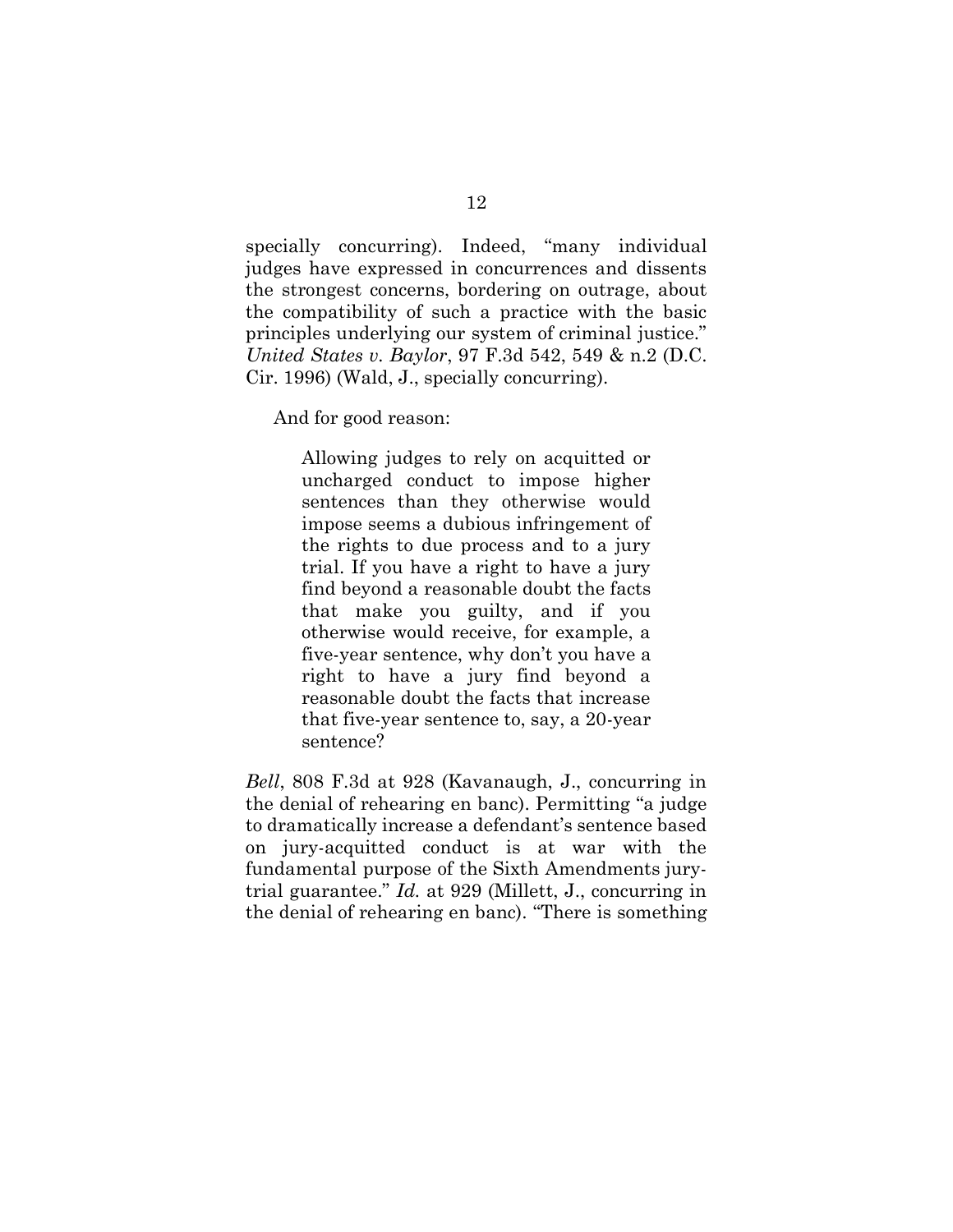specially concurring). Indeed, "many individual judges have expressed in concurrences and dissents the strongest concerns, bordering on outrage, about the compatibility of such a practice with the basic principles underlying our system of criminal justice." *United States v. Baylor*, 97 F.3d 542, 549 & n.2 (D.C. Cir. 1996) (Wald, J., specially concurring).

And for good reason:

> Allowing judges to rely on acquitted or uncharged conduct to impose higher sentences than they otherwise would impose seems a dubious infringement of the rights to due process and to a jury trial. If you have a right to have a jury find beyond a reasonable doubt the facts that make you guilty, and if you otherwise would receive, for example, a five-year sentence, why don't you have a right to have a jury find beyond a reasonable doubt the facts that increase that five-year sentence to, say, a 20-year sentence?

*Bell*, 808 F.3d at 928 (Kavanaugh, J., concurring in the denial of rehearing en banc). Permitting "a judge to dramatically increase a defendant's sentence based on jury-acquitted conduct is at war with the fundamental purpose of the Sixth Amendments jury-trial guarantee." *Id.* at 929 (Millett, J., concurring in the denial of rehearing en banc). "There is something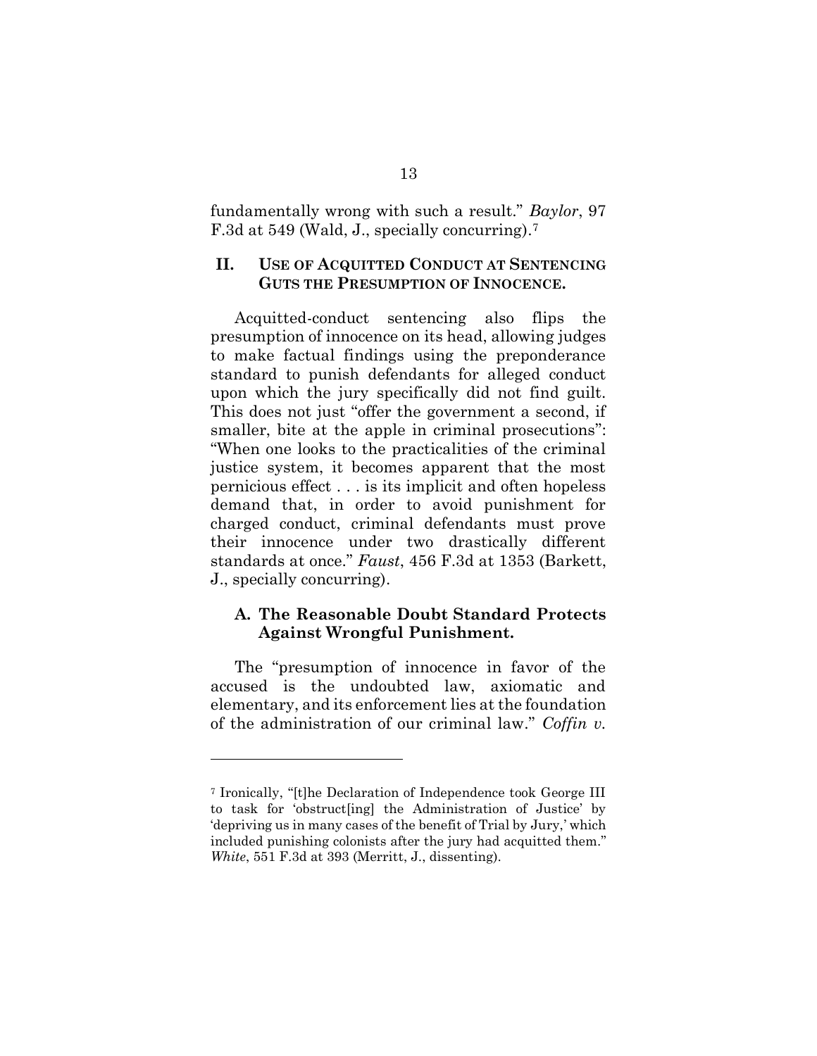fundamentally wrong with such a result." *Baylor*, 97 F.3d at 549 (Wald, J., specially concurring).[7]

## II. USE OF ACQUITTED CONDUCT AT SENTENCING GUTS THE PRESUMPTION OF INNOCENCE.

Acquitted-conduct sentencing also flips the presumption of innocence on its head, allowing judges to make factual findings using the preponderance standard to punish defendants for alleged conduct upon which the jury specifically did not find guilt. This does not just "offer the government a second, if smaller, bite at the apple in criminal prosecutions": "When one looks to the practicalities of the criminal justice system, it becomes apparent that the most pernicious effect . . . is its implicit and often hopeless demand that, in order to avoid punishment for charged conduct, criminal defendants must prove their innocence under two drastically different standards at once." *Faust*, 456 F.3d at 1353 (Barkett, J., specially concurring).

### A. The Reasonable Doubt Standard Protects Against Wrongful Punishment.

The "presumption of innocence in favor of the accused is the undoubted law, axiomatic and elementary, and its enforcement lies at the foundation of the administration of our criminal law." *Coffin v.*

---

[7] Ironically, "[t]he Declaration of Independence took George III to task for 'obstruct[ing] the Administration of Justice' by 'depriving us in many cases of the benefit of Trial by Jury,' which included punishing colonists after the jury had acquitted them." *White*, 551 F.3d at 393 (Merritt, J., dissenting).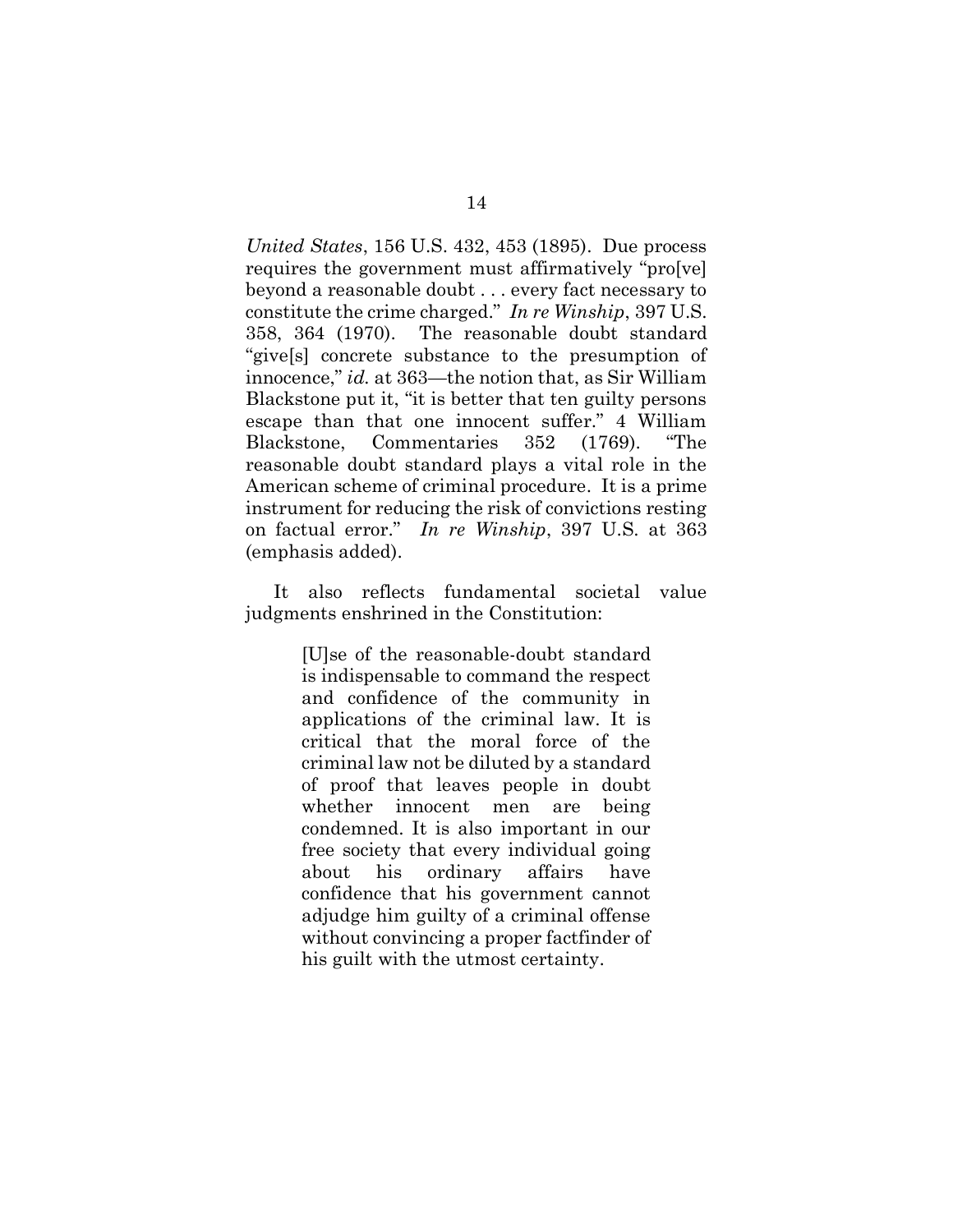*United States*, 156 U.S. 432, 453 (1895). Due process requires the government must affirmatively "pro[ve] beyond a reasonable doubt . . . every fact necessary to constitute the crime charged." *In re Winship*, 397 U.S. 358, 364 (1970). The reasonable doubt standard "give[s] concrete substance to the presumption of innocence," *id.* at 363—the notion that, as Sir William Blackstone put it, "it is better that ten guilty persons escape than that one innocent suffer." 4 William Blackstone, Commentaries 352 (1769). "The reasonable doubt standard plays a vital role in the American scheme of criminal procedure. It is a prime instrument for reducing the risk of convictions resting on factual error." *In re Winship*, 397 U.S. at 363 (emphasis added).

It also reflects fundamental societal value judgments enshrined in the Constitution:

> [U]se of the reasonable-doubt standard is indispensable to command the respect and confidence of the community in applications of the criminal law. It is critical that the moral force of the criminal law not be diluted by a standard of proof that leaves people in doubt whether innocent men are being condemned. It is also important in our free society that every individual going about his ordinary affairs have confidence that his government cannot adjudge him guilty of a criminal offense without convincing a proper factfinder of his guilt with the utmost certainty.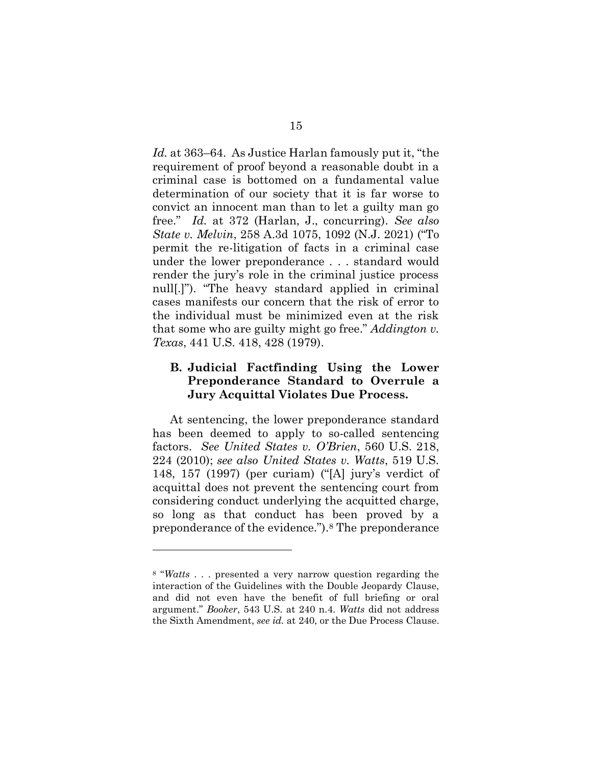*Id.* at 363–64. As Justice Harlan famously put it, "the requirement of proof beyond a reasonable doubt in a criminal case is bottomed on a fundamental value determination of our society that it is far worse to convict an innocent man than to let a guilty man go free." *Id.* at 372 (Harlan, J., concurring). *See also State v. Melvin*, 258 A.3d 1075, 1092 (N.J. 2021) ("To permit the re-litigation of facts in a criminal case under the lower preponderance . . . standard would render the jury's role in the criminal justice process null[.]"). "The heavy standard applied in criminal cases manifests our concern that the risk of error to the individual must be minimized even at the risk that some who are guilty might go free." *Addington v. Texas*, 441 U.S. 418, 428 (1979).

### B. Judicial Factfinding Using the Lower Preponderance Standard to Overrule a Jury Acquittal Violates Due Process.

At sentencing, the lower preponderance standard has been deemed to apply to so-called sentencing factors. *See United States v. O'Brien*, 560 U.S. 218, 224 (2010); *see also United States v. Watts*, 519 U.S. 148, 157 (1997) (per curiam) ("[A] jury's verdict of acquittal does not prevent the sentencing court from considering conduct underlying the acquitted charge, so long as that conduct has been proved by a preponderance of the evidence.").[8] The preponderance

---

[8] "*Watts* . . . presented a very narrow question regarding the interaction of the Guidelines with the Double Jeopardy Clause, and did not even have the benefit of full briefing or oral argument." *Booker*, 543 U.S. at 240 n.4. *Watts* did not address the Sixth Amendment, *see id.* at 240, or the Due Process Clause.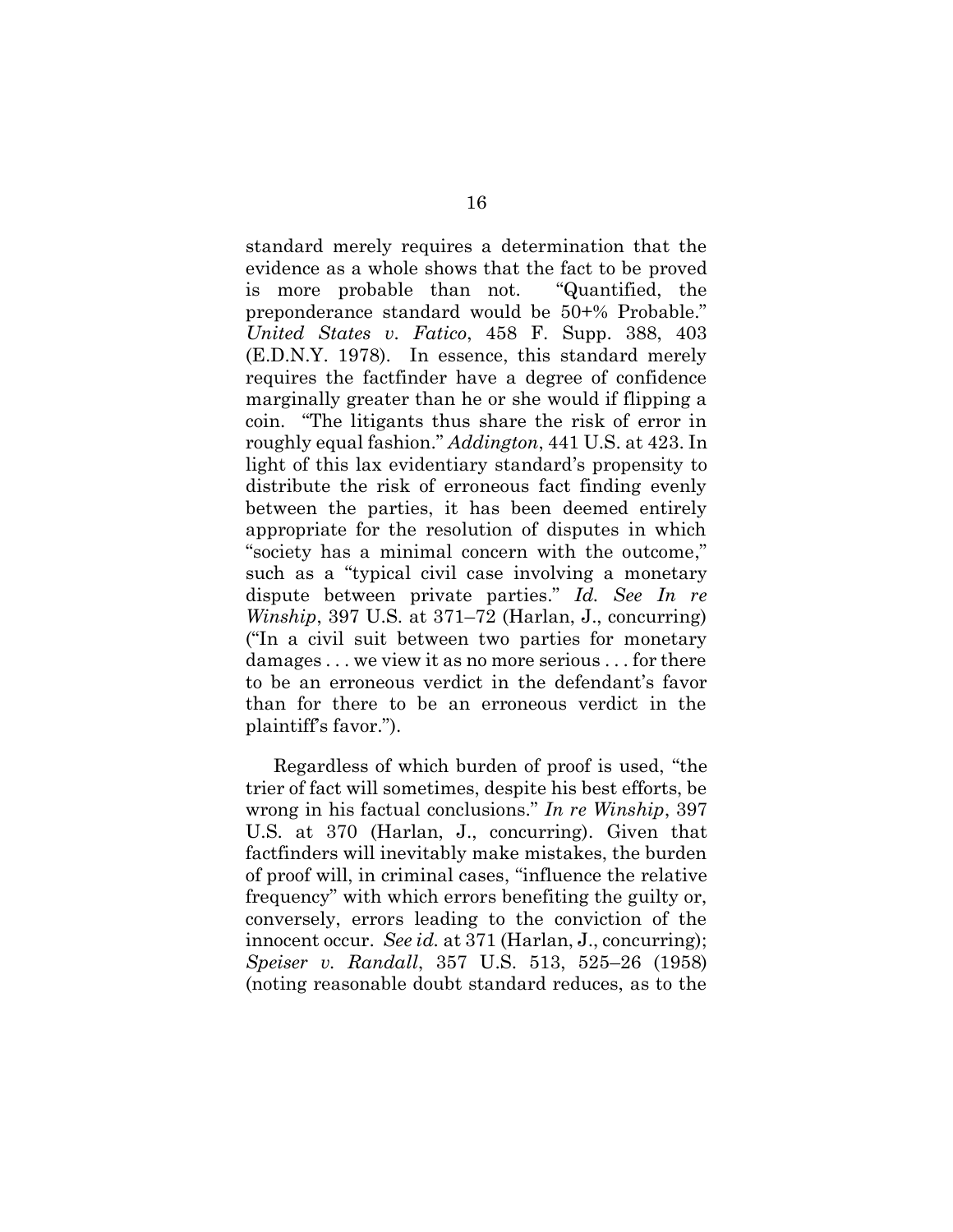standard merely requires a determination that the evidence as a whole shows that the fact to be proved is more probable than not. "Quantified, the preponderance standard would be 50+% Probable." *United States v. Fatico*, 458 F. Supp. 388, 403 (E.D.N.Y. 1978). In essence, this standard merely requires the factfinder have a degree of confidence marginally greater than he or she would if flipping a coin. "The litigants thus share the risk of error in roughly equal fashion." *Addington*, 441 U.S. at 423. In light of this lax evidentiary standard's propensity to distribute the risk of erroneous fact finding evenly between the parties, it has been deemed entirely appropriate for the resolution of disputes in which "society has a minimal concern with the outcome," such as a "typical civil case involving a monetary dispute between private parties." *Id. See In re Winship*, 397 U.S. at 371–72 (Harlan, J., concurring) ("In a civil suit between two parties for monetary damages . . . we view it as no more serious . . . for there to be an erroneous verdict in the defendant's favor than for there to be an erroneous verdict in the plaintiff's favor.").

Regardless of which burden of proof is used, "the trier of fact will sometimes, despite his best efforts, be wrong in his factual conclusions." *In re Winship*, 397 U.S. at 370 (Harlan, J., concurring). Given that factfinders will inevitably make mistakes, the burden of proof will, in criminal cases, "influence the relative frequency" with which errors benefiting the guilty or, conversely, errors leading to the conviction of the innocent occur. *See id.* at 371 (Harlan, J., concurring); *Speiser v. Randall*, 357 U.S. 513, 525–26 (1958) (noting reasonable doubt standard reduces, as to the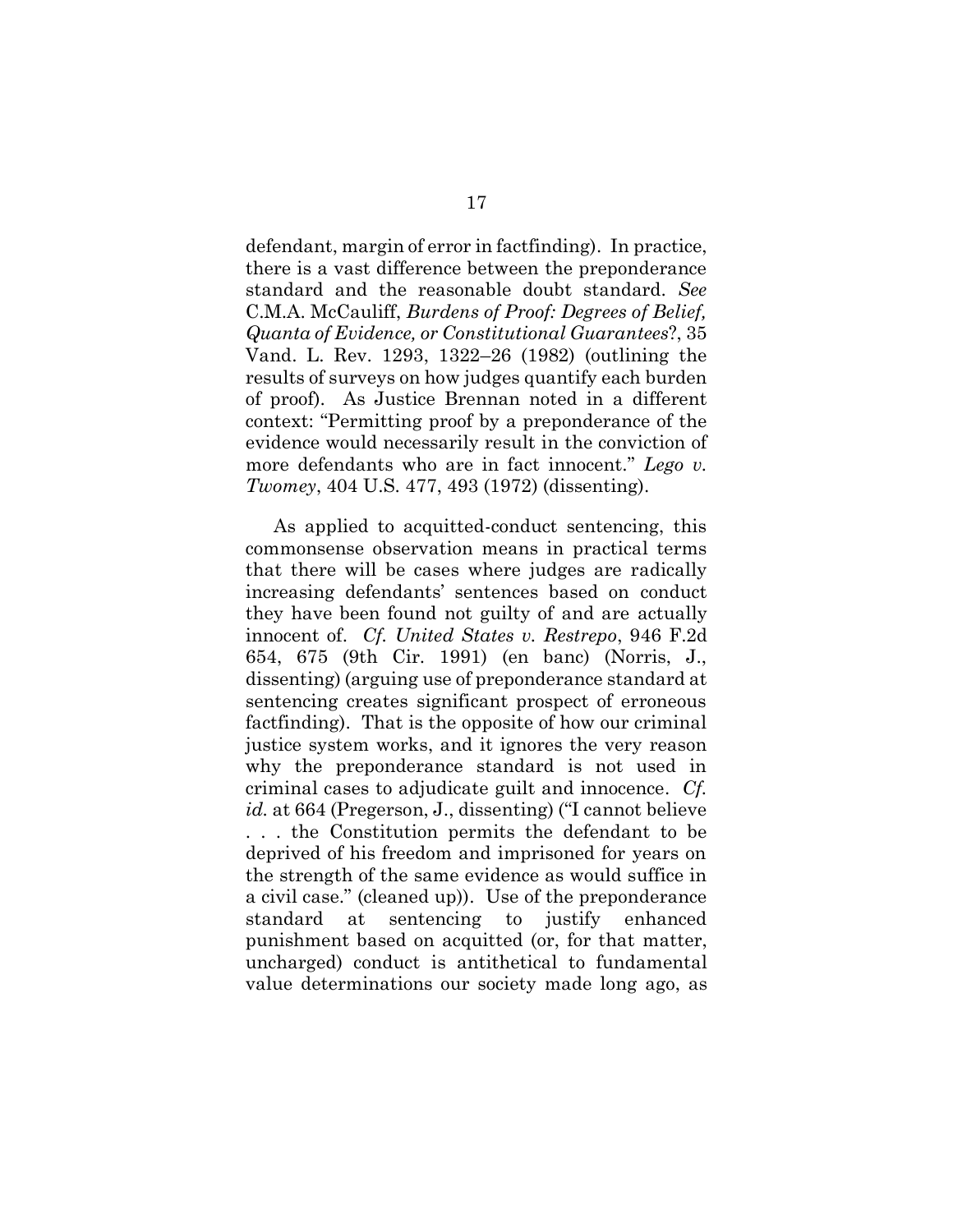defendant, margin of error in factfinding). In practice, there is a vast difference between the preponderance standard and the reasonable doubt standard. *See* C.M.A. McCauliff, *Burdens of Proof: Degrees of Belief, Quanta of Evidence, or Constitutional Guarantees*?, 35 Vand. L. Rev. 1293, 1322–26 (1982) (outlining the results of surveys on how judges quantify each burden of proof). As Justice Brennan noted in a different context: "Permitting proof by a preponderance of the evidence would necessarily result in the conviction of more defendants who are in fact innocent." *Lego v. Twomey*, 404 U.S. 477, 493 (1972) (dissenting).

As applied to acquitted-conduct sentencing, this commonsense observation means in practical terms that there will be cases where judges are radically increasing defendants' sentences based on conduct they have been found not guilty of and are actually innocent of. *Cf. United States v. Restrepo*, 946 F.2d 654, 675 (9th Cir. 1991) (en banc) (Norris, J., dissenting) (arguing use of preponderance standard at sentencing creates significant prospect of erroneous factfinding). That is the opposite of how our criminal justice system works, and it ignores the very reason why the preponderance standard is not used in criminal cases to adjudicate guilt and innocence. *Cf. id.* at 664 (Pregerson, J., dissenting) ("I cannot believe . . . the Constitution permits the defendant to be deprived of his freedom and imprisoned for years on the strength of the same evidence as would suffice in a civil case." (cleaned up)). Use of the preponderance standard at sentencing to justify enhanced punishment based on acquitted (or, for that matter, uncharged) conduct is antithetical to fundamental value determinations our society made long ago, as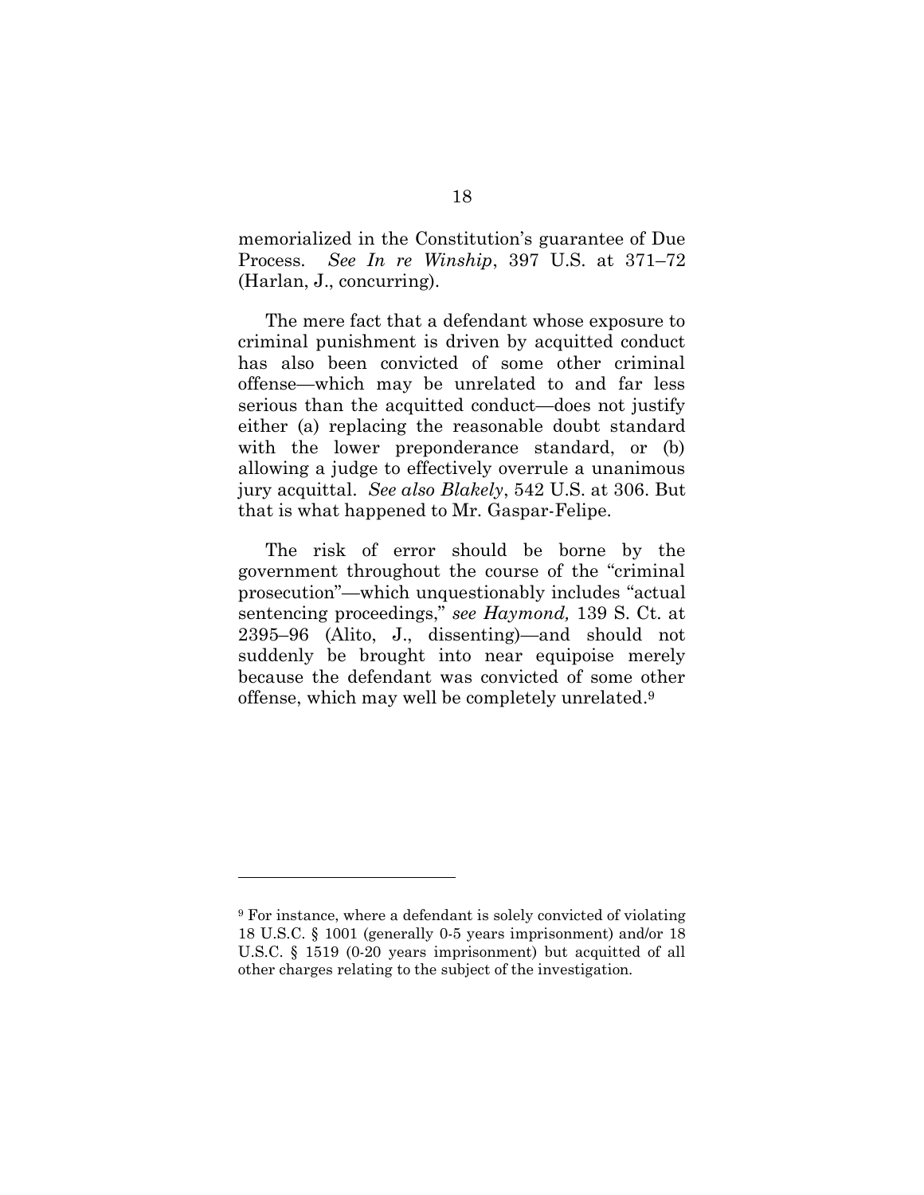memorialized in the Constitution's guarantee of Due Process. *See In re Winship*, 397 U.S. at 371–72 (Harlan, J., concurring).

The mere fact that a defendant whose exposure to criminal punishment is driven by acquitted conduct has also been convicted of some other criminal offense—which may be unrelated to and far less serious than the acquitted conduct—does not justify either (a) replacing the reasonable doubt standard with the lower preponderance standard, or (b) allowing a judge to effectively overrule a unanimous jury acquittal. *See also Blakely*, 542 U.S. at 306. But that is what happened to Mr. Gaspar-Felipe.

The risk of error should be borne by the government throughout the course of the "criminal prosecution"—which unquestionably includes "actual sentencing proceedings," *see Haymond,* 139 S. Ct. at 2395–96 (Alito, J., dissenting)—and should not suddenly be brought into near equipoise merely because the defendant was convicted of some other offense, which may well be completely unrelated.[9]

---

[9] For instance, where a defendant is solely convicted of violating 18 U.S.C. § 1001 (generally 0-5 years imprisonment) and/or 18 U.S.C. § 1519 (0-20 years imprisonment) but acquitted of all other charges relating to the subject of the investigation.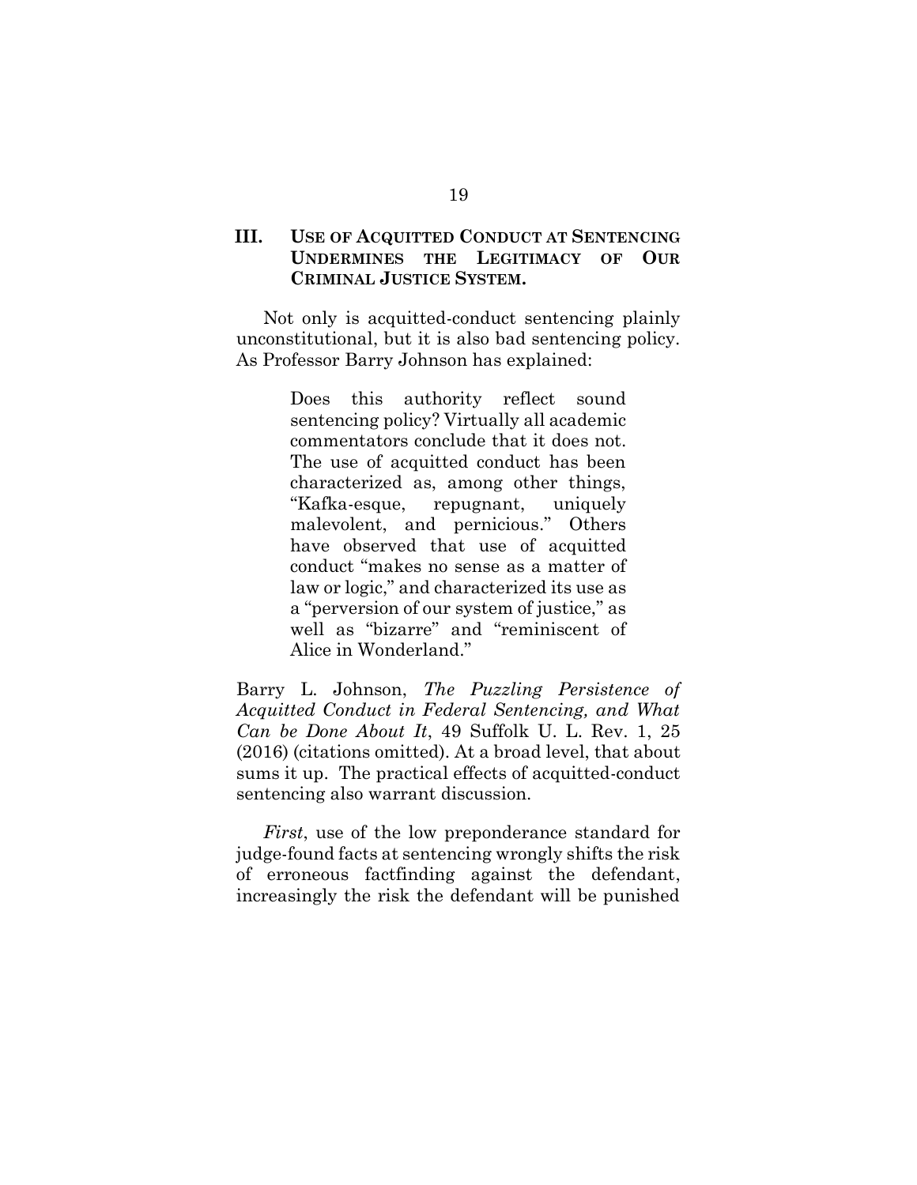## III. USE OF ACQUITTED CONDUCT AT SENTENCING UNDERMINES THE LEGITIMACY OF OUR CRIMINAL JUSTICE SYSTEM.

Not only is acquitted-conduct sentencing plainly unconstitutional, but it is also bad sentencing policy. As Professor Barry Johnson has explained:

> Does this authority reflect sound sentencing policy? Virtually all academic commentators conclude that it does not. The use of acquitted conduct has been characterized as, among other things, "Kafka-esque, repugnant, uniquely malevolent, and pernicious." Others have observed that use of acquitted conduct "makes no sense as a matter of law or logic," and characterized its use as a "perversion of our system of justice," as well as "bizarre" and "reminiscent of Alice in Wonderland."

Barry L. Johnson, *The Puzzling Persistence of Acquitted Conduct in Federal Sentencing, and What Can be Done About It*, 49 Suffolk U. L. Rev. 1, 25 (2016) (citations omitted). At a broad level, that about sums it up. The practical effects of acquitted-conduct sentencing also warrant discussion.

*First*, use of the low preponderance standard for judge-found facts at sentencing wrongly shifts the risk of erroneous factfinding against the defendant, increasingly the risk the defendant will be punished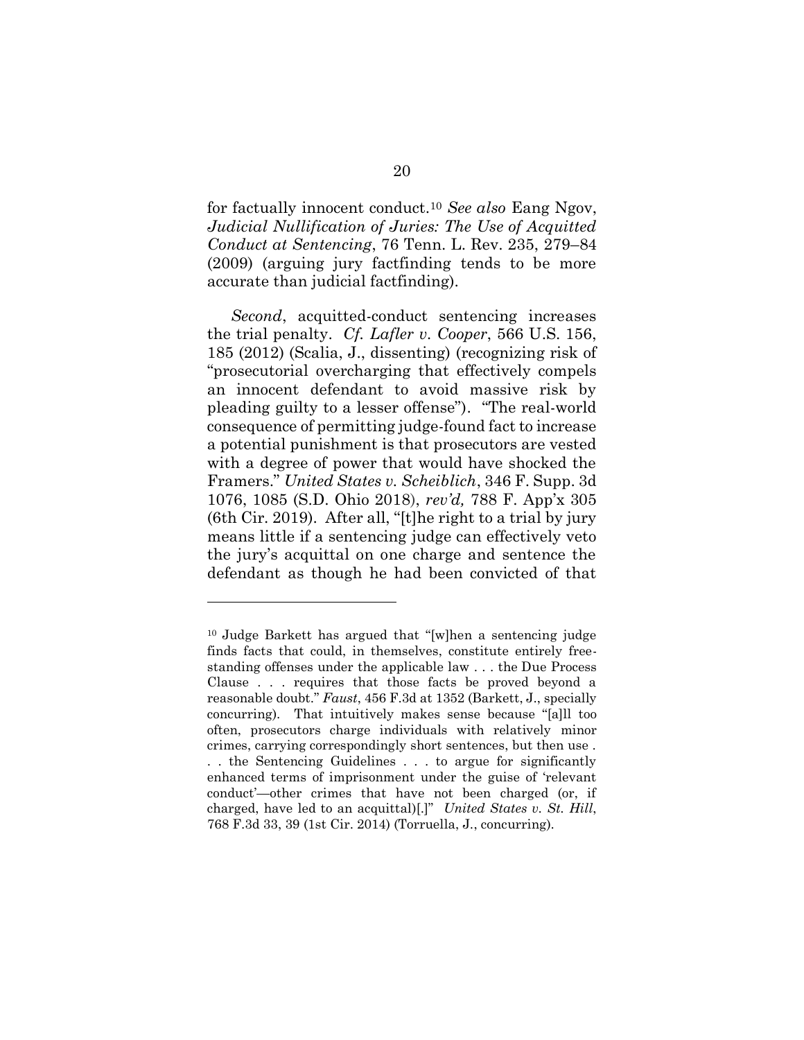for factually innocent conduct.[10] *See also* Eang Ngov, *Judicial Nullification of Juries: The Use of Acquitted Conduct at Sentencing*, 76 Tenn. L. Rev. 235, 279–84 (2009) (arguing jury factfinding tends to be more accurate than judicial factfinding).

*Second*, acquitted-conduct sentencing increases the trial penalty. *Cf. Lafler v. Cooper*, 566 U.S. 156, 185 (2012) (Scalia, J., dissenting) (recognizing risk of "prosecutorial overcharging that effectively compels an innocent defendant to avoid massive risk by pleading guilty to a lesser offense"). "The real-world consequence of permitting judge-found fact to increase a potential punishment is that prosecutors are vested with a degree of power that would have shocked the Framers." *United States v. Scheiblich*, 346 F. Supp. 3d 1076, 1085 (S.D. Ohio 2018), *rev'd,* 788 F. App'x 305 (6th Cir. 2019). After all, "[t]he right to a trial by jury means little if a sentencing judge can effectively veto the jury's acquittal on one charge and sentence the defendant as though he had been convicted of that

---

[10] Judge Barkett has argued that "[w]hen a sentencing judge finds facts that could, in themselves, constitute entirely free-standing offenses under the applicable law . . . the Due Process Clause . . . requires that those facts be proved beyond a reasonable doubt." *Faust*, 456 F.3d at 1352 (Barkett, J., specially concurring). That intuitively makes sense because "[a]ll too often, prosecutors charge individuals with relatively minor crimes, carrying correspondingly short sentences, but then use . . . the Sentencing Guidelines . . . to argue for significantly enhanced terms of imprisonment under the guise of 'relevant conduct'—other crimes that have not been charged (or, if charged, have led to an acquittal)[.]" *United States v. St. Hill*, 768 F.3d 33, 39 (1st Cir. 2014) (Torruella, J., concurring).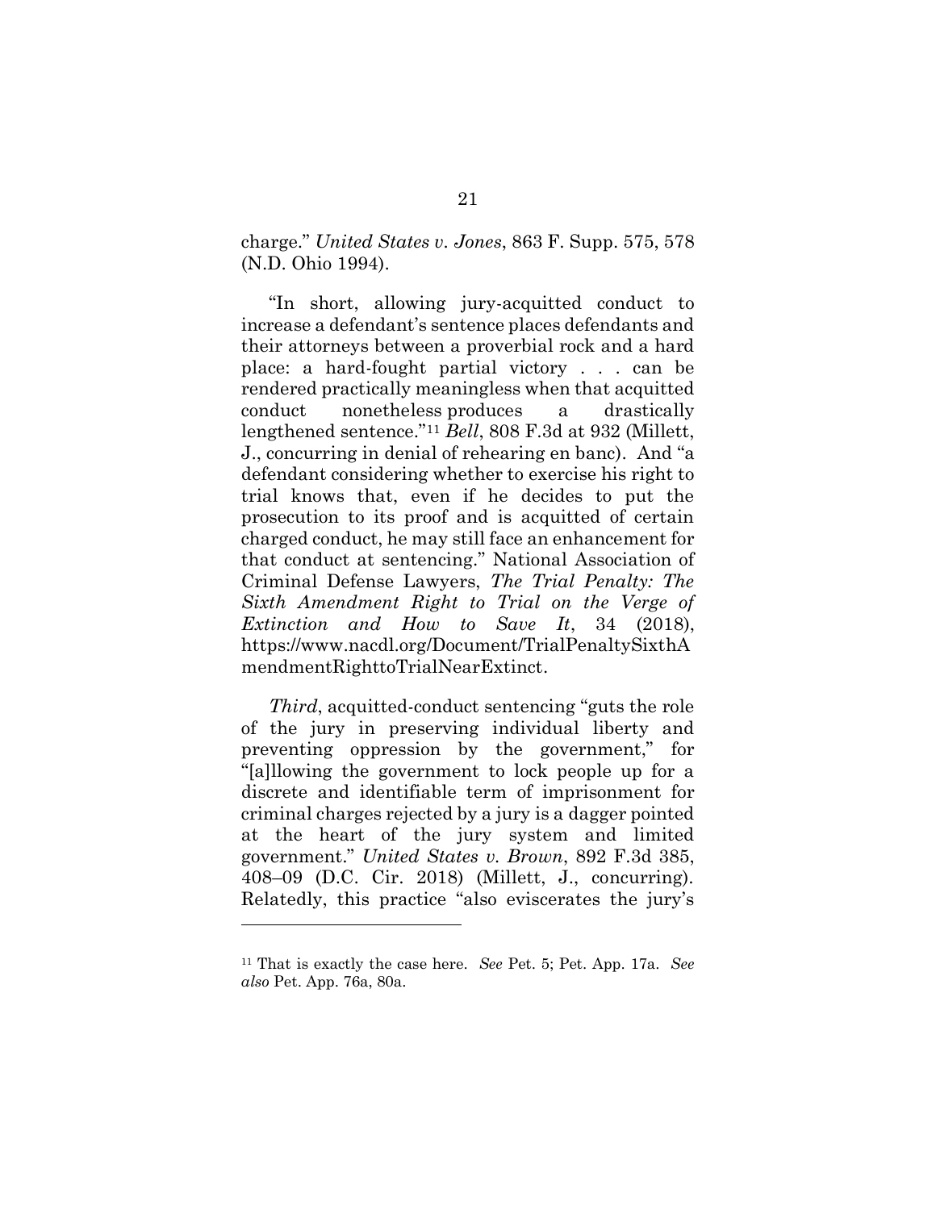charge." *United States v. Jones*, 863 F. Supp. 575, 578 (N.D. Ohio 1994).

"In short, allowing jury-acquitted conduct to increase a defendant's sentence places defendants and their attorneys between a proverbial rock and a hard place: a hard-fought partial victory . . . can be rendered practically meaningless when that acquitted conduct nonetheless produces a drastically lengthened sentence."[11] *Bell*, 808 F.3d at 932 (Millett, J., concurring in denial of rehearing en banc). And "a defendant considering whether to exercise his right to trial knows that, even if he decides to put the prosecution to its proof and is acquitted of certain charged conduct, he may still face an enhancement for that conduct at sentencing." National Association of Criminal Defense Lawyers, *The Trial Penalty: The Sixth Amendment Right to Trial on the Verge of Extinction and How to Save It*, 34 (2018), https://www.nacdl.org/Document/TrialPenaltySixthAmendmentRighttoTrialNearExtinct.

*Third*, acquitted-conduct sentencing "guts the role of the jury in preserving individual liberty and preventing oppression by the government," for "[a]llowing the government to lock people up for a discrete and identifiable term of imprisonment for criminal charges rejected by a jury is a dagger pointed at the heart of the jury system and limited government." *United States v. Brown*, 892 F.3d 385, 408–09 (D.C. Cir. 2018) (Millett, J., concurring). Relatedly, this practice "also eviscerates the jury's

---

[11] That is exactly the case here. *See* Pet. 5; Pet. App. 17a. *See also* Pet. App. 76a, 80a.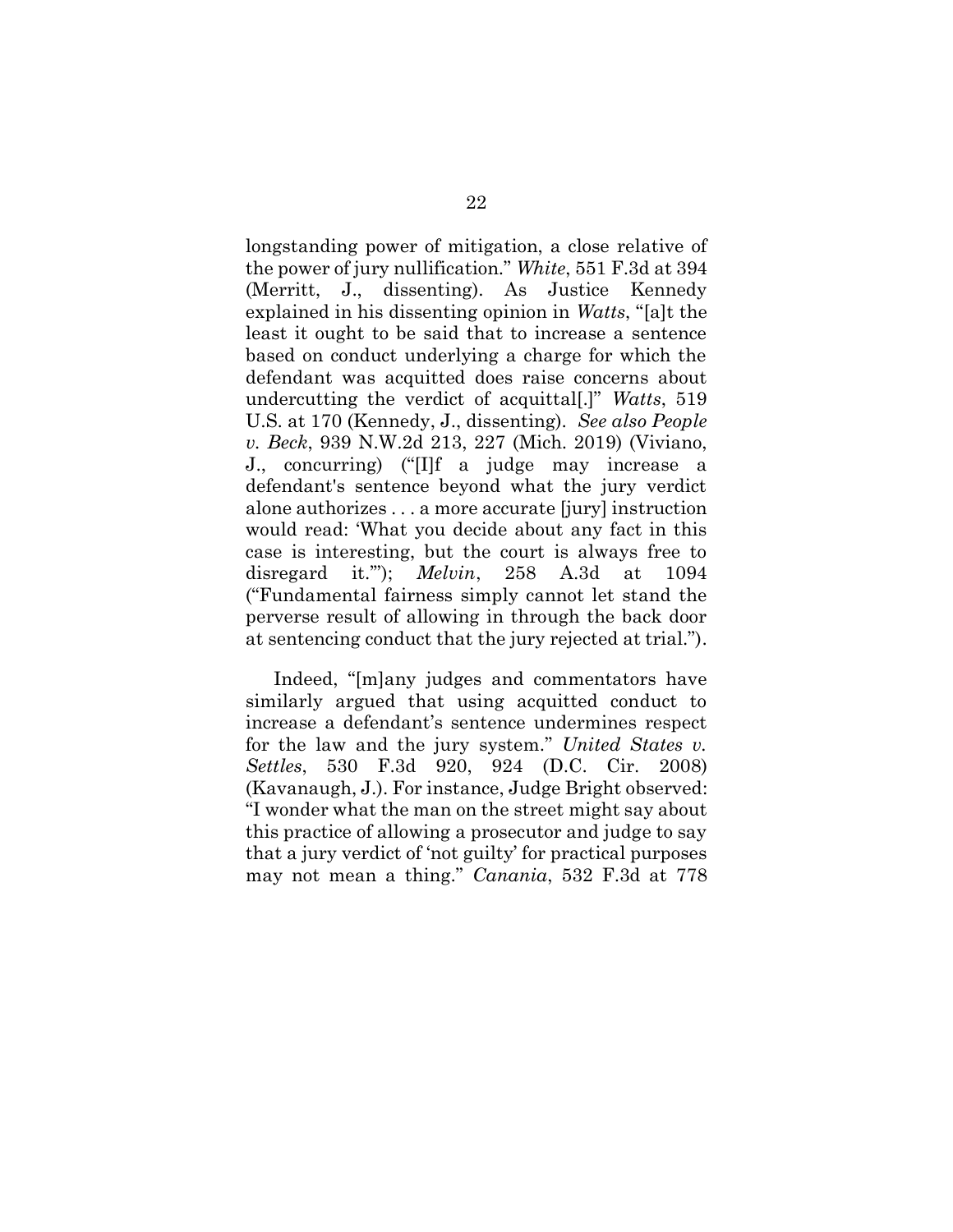longstanding power of mitigation, a close relative of the power of jury nullification." *White*, 551 F.3d at 394 (Merritt, J., dissenting). As Justice Kennedy explained in his dissenting opinion in *Watts*, "[a]t the least it ought to be said that to increase a sentence based on conduct underlying a charge for which the defendant was acquitted does raise concerns about undercutting the verdict of acquittal[.]" *Watts*, 519 U.S. at 170 (Kennedy, J., dissenting). *See also People v. Beck*, 939 N.W.2d 213, 227 (Mich. 2019) (Viviano, J., concurring) ("[I]f a judge may increase a defendant's sentence beyond what the jury verdict alone authorizes . . . a more accurate [jury] instruction would read: 'What you decide about any fact in this case is interesting, but the court is always free to disregard it.'"); *Melvin*, 258 A.3d at 1094 ("Fundamental fairness simply cannot let stand the perverse result of allowing in through the back door at sentencing conduct that the jury rejected at trial.").

Indeed, "[m]any judges and commentators have similarly argued that using acquitted conduct to increase a defendant's sentence undermines respect for the law and the jury system." *United States v. Settles*, 530 F.3d 920, 924 (D.C. Cir. 2008) (Kavanaugh, J.). For instance, Judge Bright observed: "I wonder what the man on the street might say about this practice of allowing a prosecutor and judge to say that a jury verdict of 'not guilty' for practical purposes may not mean a thing." *Canania*, 532 F.3d at 778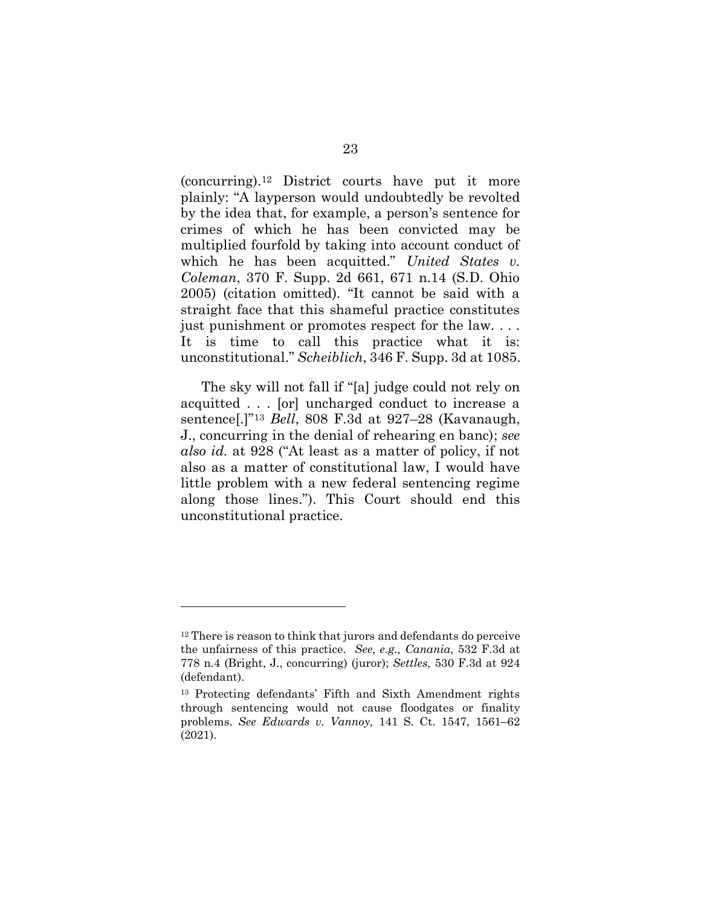(concurring).[12] District courts have put it more plainly: "A layperson would undoubtedly be revolted by the idea that, for example, a person's sentence for crimes of which he has been convicted may be multiplied fourfold by taking into account conduct of which he has been acquitted." *United States v. Coleman*, 370 F. Supp. 2d 661, 671 n.14 (S.D. Ohio 2005) (citation omitted). "It cannot be said with a straight face that this shameful practice constitutes just punishment or promotes respect for the law. . . . It is time to call this practice what it is: unconstitutional." *Scheiblich*, 346 F. Supp. 3d at 1085.

The sky will not fall if "[a] judge could not rely on acquitted . . . [or] uncharged conduct to increase a sentence[.]"[13] *Bell*, 808 F.3d at 927–28 (Kavanaugh, J., concurring in the denial of rehearing en banc); *see also id.* at 928 ("At least as a matter of policy, if not also as a matter of constitutional law, I would have little problem with a new federal sentencing regime along those lines."). This Court should end this unconstitutional practice.

---

[12] There is reason to think that jurors and defendants do perceive the unfairness of this practice. *See, e.g., Canania,* 532 F.3d at 778 n.4 (Bright, J., concurring) (juror); *Settles,* 530 F.3d at 924 (defendant).

[13] Protecting defendants' Fifth and Sixth Amendment rights through sentencing would not cause floodgates or finality problems. *See Edwards v. Vannoy,* 141 S. Ct. 1547, 1561–62 (2021).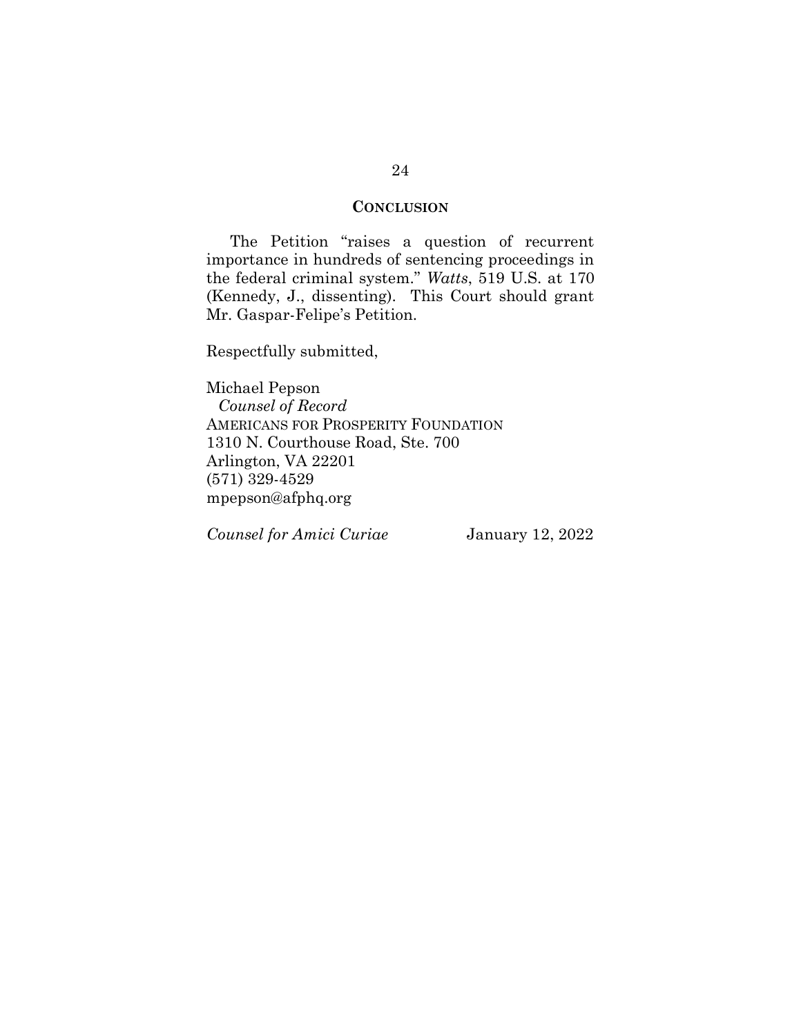## CONCLUSION

The Petition "raises a question of recurrent importance in hundreds of sentencing proceedings in the federal criminal system." *Watts*, 519 U.S. at 170 (Kennedy, J., dissenting). This Court should grant Mr. Gaspar-Felipe's Petition.

Respectfully submitted,

Michael Pepson
*Counsel of Record*
AMERICANS FOR PROSPERITY FOUNDATION
1310 N. Courthouse Road, Ste. 700
Arlington, VA 22201
(571) 329-4529
mpepson@afphq.org

*Counsel for Amici Curiae* January 12, 2022